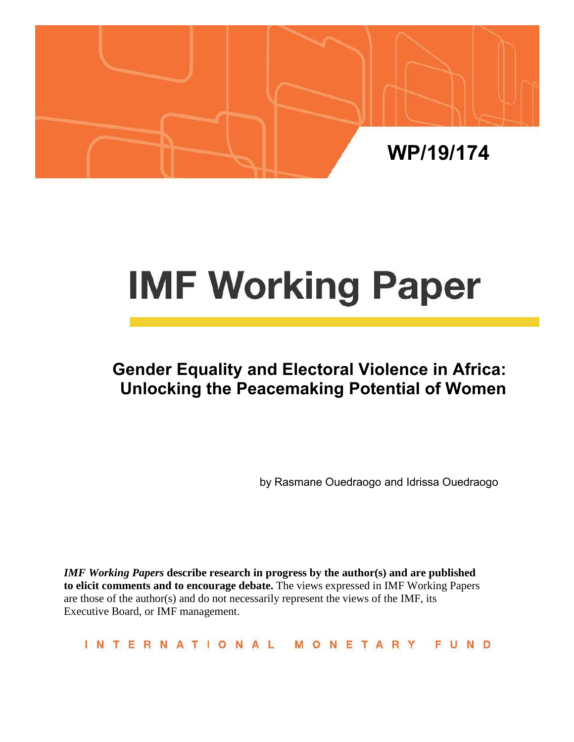WP/19/174

# IMF Working Paper

## Gender Equality and Electoral Violence in Africa: Unlocking the Peacemaking Potential of Women

by Rasmane Ouedraogo and Idrissa Ouedraogo

***IMF Working Papers* describe research in progress by the author(s) and are published to elicit comments and to encourage debate.** The views expressed in IMF Working Papers are those of the author(s) and do not necessarily represent the views of the IMF, its Executive Board, or IMF management.

INTERNATIONAL MONETARY FUND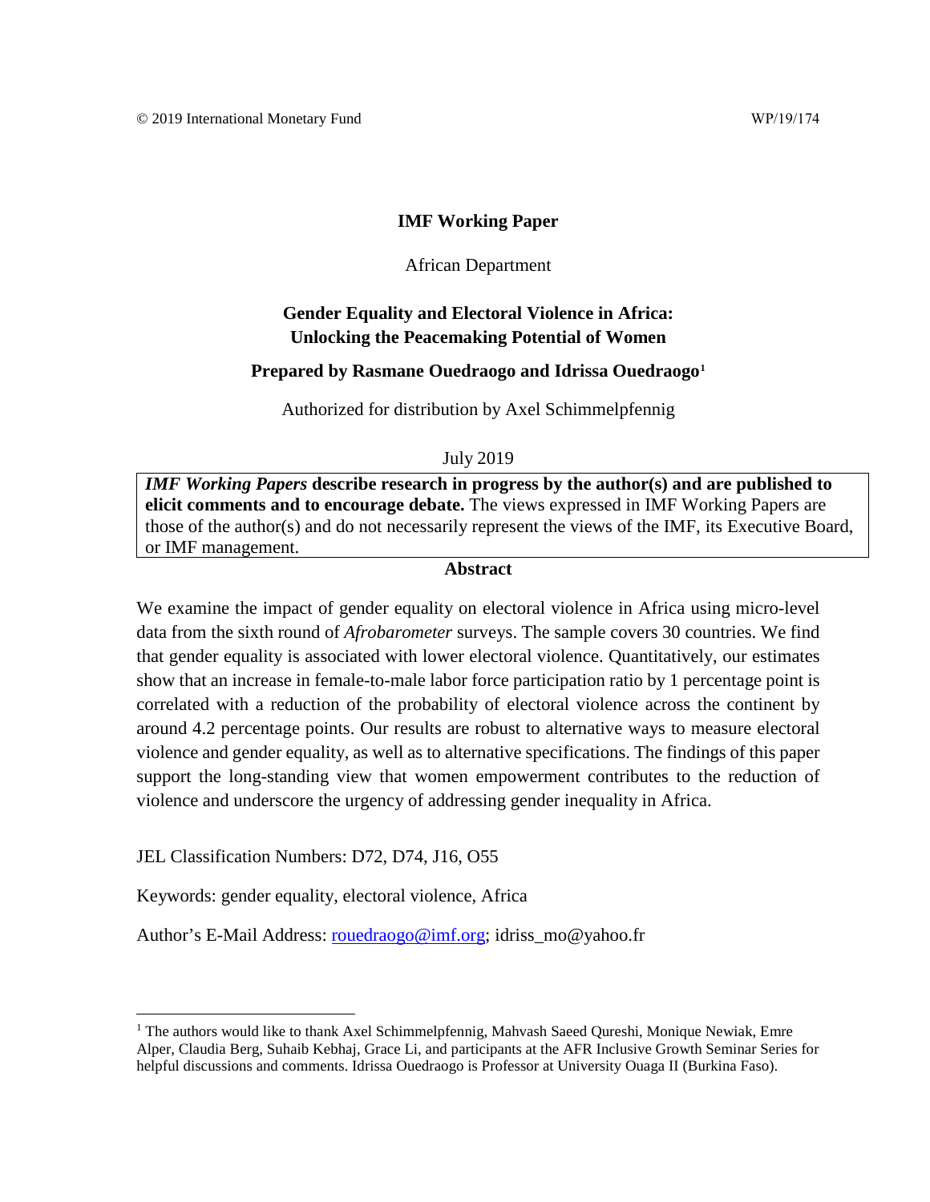© 2019 International Monetary Fund WP/19/174

**IMF Working Paper**

African Department

**Gender Equality and Electoral Violence in Africa: Unlocking the Peacemaking Potential of Women**

**Prepared by Rasmane Ouedraogo and Idrissa Ouedraogo**[1]

Authorized for distribution by Axel Schimmelpfennig

July 2019

***IMF Working Papers* describe research in progress by the author(s) and are published to elicit comments and to encourage debate.** The views expressed in IMF Working Papers are those of the author(s) and do not necessarily represent the views of the IMF, its Executive Board, or IMF management.

**Abstract**

We examine the impact of gender equality on electoral violence in Africa using micro-level data from the sixth round of *Afrobarometer* surveys. The sample covers 30 countries. We find that gender equality is associated with lower electoral violence. Quantitatively, our estimates show that an increase in female-to-male labor force participation ratio by 1 percentage point is correlated with a reduction of the probability of electoral violence across the continent by around 4.2 percentage points. Our results are robust to alternative ways to measure electoral violence and gender equality, as well as to alternative specifications. The findings of this paper support the long-standing view that women empowerment contributes to the reduction of violence and underscore the urgency of addressing gender inequality in Africa.

JEL Classification Numbers: D72, D74, J16, O55

Keywords: gender equality, electoral violence, Africa

Author's E-Mail Address: rouedraogo@imf.org; idriss_mo@yahoo.fr

---

[1] The authors would like to thank Axel Schimmelpfennig, Mahvash Saeed Qureshi, Monique Newiak, Emre Alper, Claudia Berg, Suhaib Kebhaj, Grace Li, and participants at the AFR Inclusive Growth Seminar Series for helpful discussions and comments. Idrissa Ouedraogo is Professor at University Ouaga II (Burkina Faso).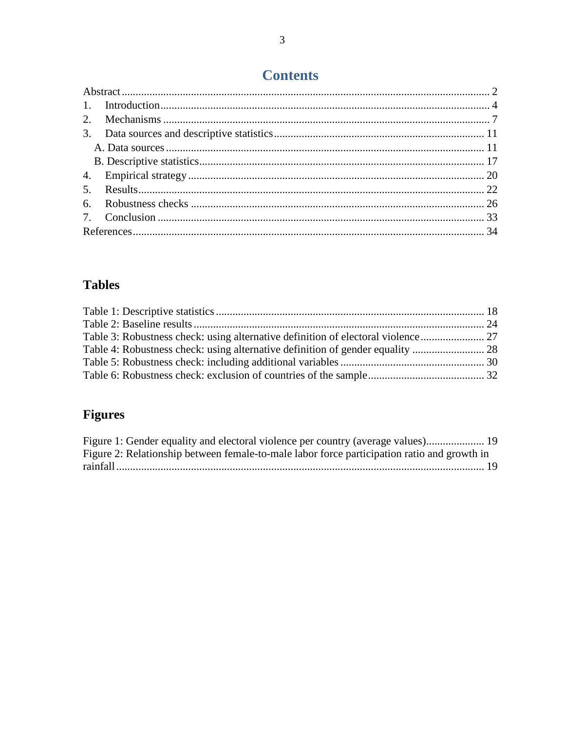# Contents

Abstract .................................................................................................................................. 2
1. Introduction ..................................................................................................................... 4
2. Mechanisms ..................................................................................................................... 7
3. Data sources and descriptive statistics ........................................................................... 11
   A. Data sources ................................................................................................................. 11
   B. Descriptive statistics ..................................................................................................... 17
4. Empirical strategy .......................................................................................................... 20
5. Results ............................................................................................................................ 22
6. Robustness checks .......................................................................................................... 26
7. Conclusion ...................................................................................................................... 33

References ............................................................................................................................. 34

## Tables

Table 1: Descriptive statistics ................................................................................................ 18
Table 2: Baseline results ........................................................................................................ 24
Table 3: Robustness check: using alternative definition of electoral violence ...................... 27
Table 4: Robustness check: using alternative definition of gender equality .......................... 28
Table 5: Robustness check: including additional variables ................................................... 30
Table 6: Robustness check: exclusion of countries of the sample .......................................... 32

## Figures

Figure 1: Gender equality and electoral violence per country (average values) .................... 19
Figure 2: Relationship between female-to-male labor force participation ratio and growth in rainfall ..................................................................................................................................... 19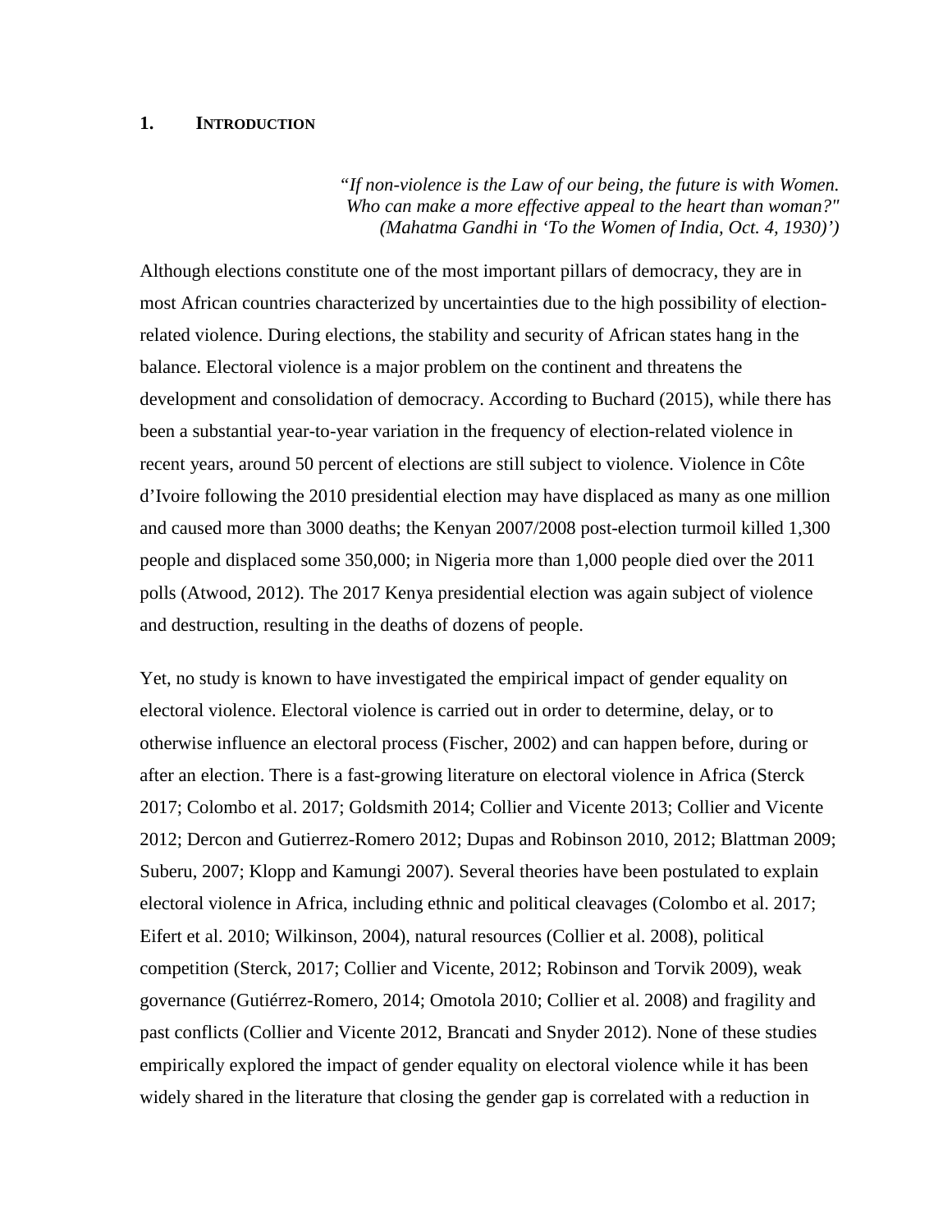# 1. INTRODUCTION

> *"If non-violence is the Law of our being, the future is with Women. Who can make a more effective appeal to the heart than woman?" (Mahatma Gandhi in 'To the Women of India, Oct. 4, 1930)')*

Although elections constitute one of the most important pillars of democracy, they are in most African countries characterized by uncertainties due to the high possibility of election-related violence. During elections, the stability and security of African states hang in the balance. Electoral violence is a major problem on the continent and threatens the development and consolidation of democracy. According to Buchard (2015), while there has been a substantial year-to-year variation in the frequency of election-related violence in recent years, around 50 percent of elections are still subject to violence. Violence in Côte d'Ivoire following the 2010 presidential election may have displaced as many as one million and caused more than 3000 deaths; the Kenyan 2007/2008 post-election turmoil killed 1,300 people and displaced some 350,000; in Nigeria more than 1,000 people died over the 2011 polls (Atwood, 2012). The 2017 Kenya presidential election was again subject of violence and destruction, resulting in the deaths of dozens of people.

Yet, no study is known to have investigated the empirical impact of gender equality on electoral violence. Electoral violence is carried out in order to determine, delay, or to otherwise influence an electoral process (Fischer, 2002) and can happen before, during or after an election. There is a fast-growing literature on electoral violence in Africa (Sterck 2017; Colombo et al. 2017; Goldsmith 2014; Collier and Vicente 2013; Collier and Vicente 2012; Dercon and Gutierrez-Romero 2012; Dupas and Robinson 2010, 2012; Blattman 2009; Suberu, 2007; Klopp and Kamungi 2007). Several theories have been postulated to explain electoral violence in Africa, including ethnic and political cleavages (Colombo et al. 2017; Eifert et al. 2010; Wilkinson, 2004), natural resources (Collier et al. 2008), political competition (Sterck, 2017; Collier and Vicente, 2012; Robinson and Torvik 2009), weak governance (Gutiérrez-Romero, 2014; Omotola 2010; Collier et al. 2008) and fragility and past conflicts (Collier and Vicente 2012, Brancati and Snyder 2012). None of these studies empirically explored the impact of gender equality on electoral violence while it has been widely shared in the literature that closing the gender gap is correlated with a reduction in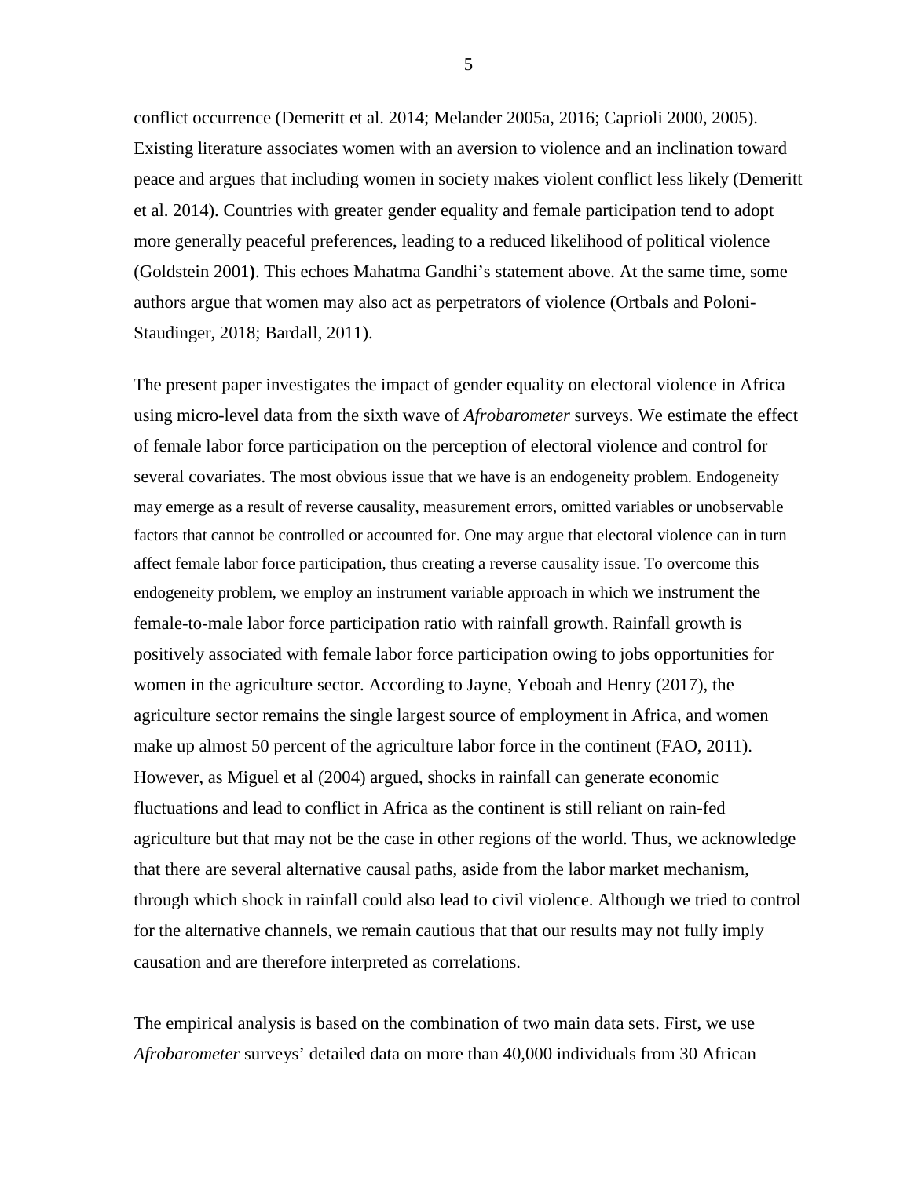conflict occurrence (Demeritt et al. 2014; Melander 2005a, 2016; Caprioli 2000, 2005). Existing literature associates women with an aversion to violence and an inclination toward peace and argues that including women in society makes violent conflict less likely (Demeritt et al. 2014). Countries with greater gender equality and female participation tend to adopt more generally peaceful preferences, leading to a reduced likelihood of political violence (Goldstein 2001**)**. This echoes Mahatma Gandhi's statement above. At the same time, some authors argue that women may also act as perpetrators of violence (Ortbals and Poloni-Staudinger, 2018; Bardall, 2011).

The present paper investigates the impact of gender equality on electoral violence in Africa using micro-level data from the sixth wave of *Afrobarometer* surveys. We estimate the effect of female labor force participation on the perception of electoral violence and control for several covariates. The most obvious issue that we have is an endogeneity problem. Endogeneity may emerge as a result of reverse causality, measurement errors, omitted variables or unobservable factors that cannot be controlled or accounted for. One may argue that electoral violence can in turn affect female labor force participation, thus creating a reverse causality issue. To overcome this endogeneity problem, we employ an instrument variable approach in which we instrument the female-to-male labor force participation ratio with rainfall growth. Rainfall growth is positively associated with female labor force participation owing to jobs opportunities for women in the agriculture sector. According to Jayne, Yeboah and Henry (2017), the agriculture sector remains the single largest source of employment in Africa, and women make up almost 50 percent of the agriculture labor force in the continent (FAO, 2011). However, as Miguel et al (2004) argued, shocks in rainfall can generate economic fluctuations and lead to conflict in Africa as the continent is still reliant on rain-fed agriculture but that may not be the case in other regions of the world. Thus, we acknowledge that there are several alternative causal paths, aside from the labor market mechanism, through which shock in rainfall could also lead to civil violence. Although we tried to control for the alternative channels, we remain cautious that that our results may not fully imply causation and are therefore interpreted as correlations.

The empirical analysis is based on the combination of two main data sets. First, we use *Afrobarometer* surveys' detailed data on more than 40,000 individuals from 30 African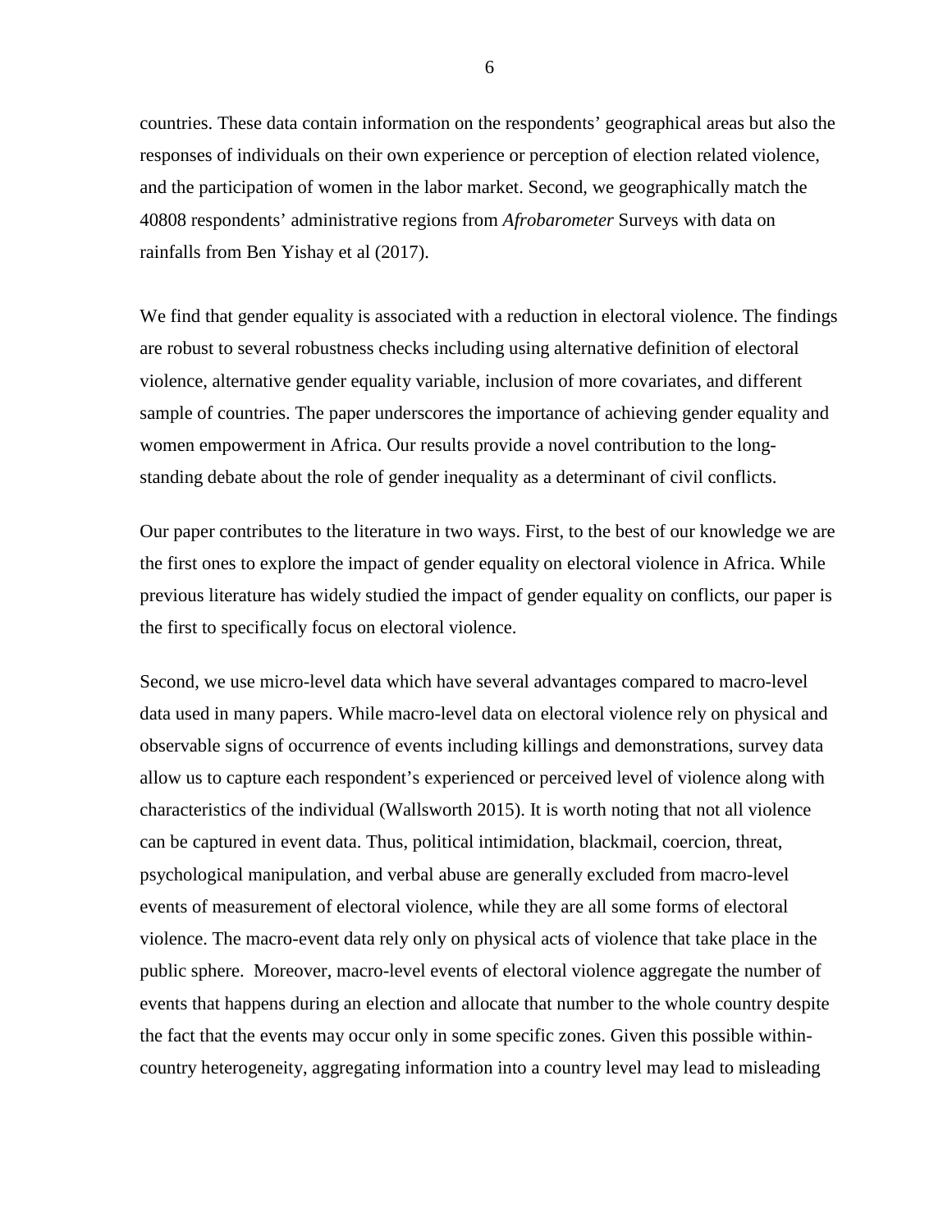countries. These data contain information on the respondents' geographical areas but also the responses of individuals on their own experience or perception of election related violence, and the participation of women in the labor market. Second, we geographically match the 40808 respondents' administrative regions from *Afrobarometer* Surveys with data on rainfalls from Ben Yishay et al (2017).

We find that gender equality is associated with a reduction in electoral violence. The findings are robust to several robustness checks including using alternative definition of electoral violence, alternative gender equality variable, inclusion of more covariates, and different sample of countries. The paper underscores the importance of achieving gender equality and women empowerment in Africa. Our results provide a novel contribution to the long-standing debate about the role of gender inequality as a determinant of civil conflicts.

Our paper contributes to the literature in two ways. First, to the best of our knowledge we are the first ones to explore the impact of gender equality on electoral violence in Africa. While previous literature has widely studied the impact of gender equality on conflicts, our paper is the first to specifically focus on electoral violence.

Second, we use micro-level data which have several advantages compared to macro-level data used in many papers. While macro-level data on electoral violence rely on physical and observable signs of occurrence of events including killings and demonstrations, survey data allow us to capture each respondent's experienced or perceived level of violence along with characteristics of the individual (Wallsworth 2015). It is worth noting that not all violence can be captured in event data. Thus, political intimidation, blackmail, coercion, threat, psychological manipulation, and verbal abuse are generally excluded from macro-level events of measurement of electoral violence, while they are all some forms of electoral violence. The macro-event data rely only on physical acts of violence that take place in the public sphere. Moreover, macro-level events of electoral violence aggregate the number of events that happens during an election and allocate that number to the whole country despite the fact that the events may occur only in some specific zones. Given this possible within-country heterogeneity, aggregating information into a country level may lead to misleading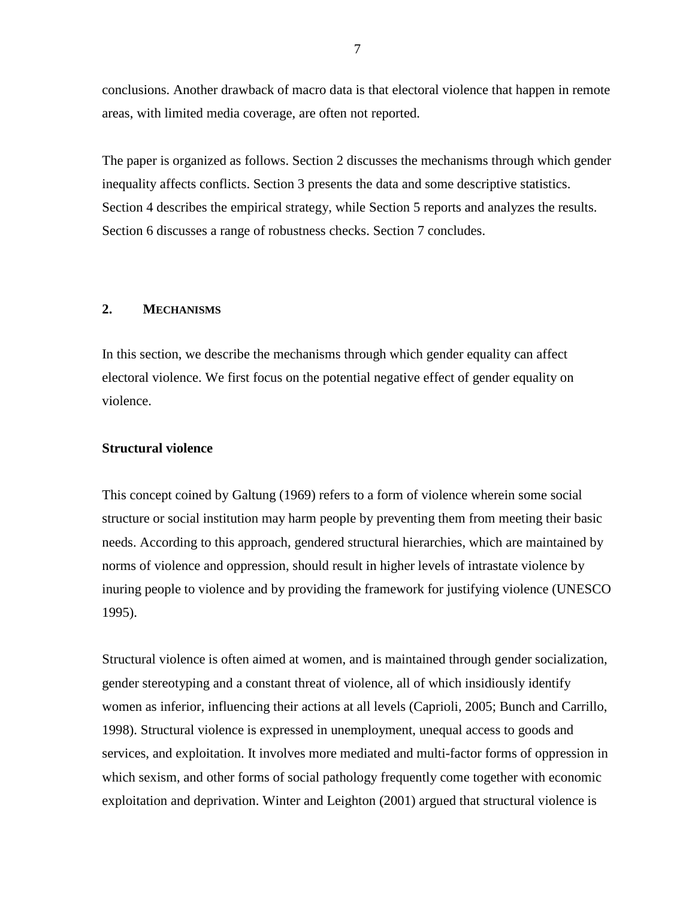conclusions. Another drawback of macro data is that electoral violence that happen in remote areas, with limited media coverage, are often not reported.

The paper is organized as follows. Section 2 discusses the mechanisms through which gender inequality affects conflicts. Section 3 presents the data and some descriptive statistics. Section 4 describes the empirical strategy, while Section 5 reports and analyzes the results. Section 6 discusses a range of robustness checks. Section 7 concludes.

## 2. MECHANISMS

In this section, we describe the mechanisms through which gender equality can affect electoral violence. We first focus on the potential negative effect of gender equality on violence.

**Structural violence**

This concept coined by Galtung (1969) refers to a form of violence wherein some social structure or social institution may harm people by preventing them from meeting their basic needs. According to this approach, gendered structural hierarchies, which are maintained by norms of violence and oppression, should result in higher levels of intrastate violence by inuring people to violence and by providing the framework for justifying violence (UNESCO 1995).

Structural violence is often aimed at women, and is maintained through gender socialization, gender stereotyping and a constant threat of violence, all of which insidiously identify women as inferior, influencing their actions at all levels (Caprioli, 2005; Bunch and Carrillo, 1998). Structural violence is expressed in unemployment, unequal access to goods and services, and exploitation. It involves more mediated and multi-factor forms of oppression in which sexism, and other forms of social pathology frequently come together with economic exploitation and deprivation. Winter and Leighton (2001) argued that structural violence is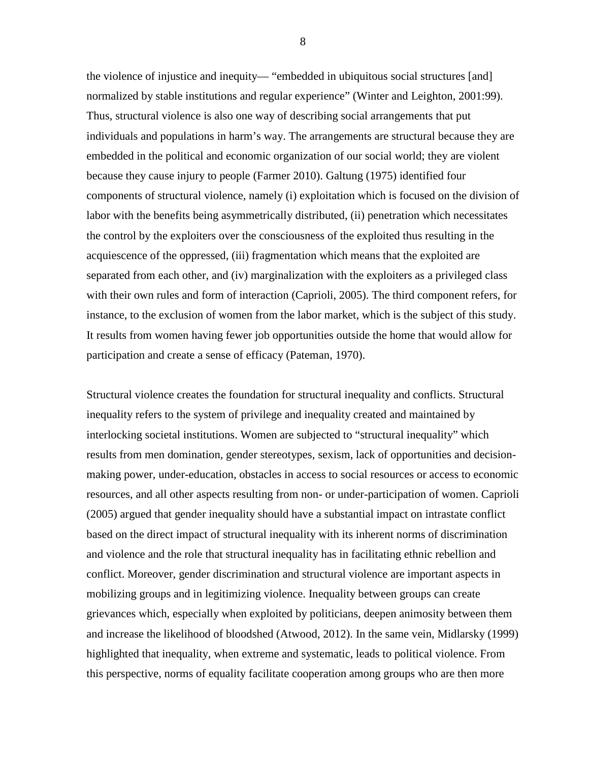the violence of injustice and inequity— "embedded in ubiquitous social structures [and] normalized by stable institutions and regular experience" (Winter and Leighton, 2001:99). Thus, structural violence is also one way of describing social arrangements that put individuals and populations in harm's way. The arrangements are structural because they are embedded in the political and economic organization of our social world; they are violent because they cause injury to people (Farmer 2010). Galtung (1975) identified four components of structural violence, namely (i) exploitation which is focused on the division of labor with the benefits being asymmetrically distributed, (ii) penetration which necessitates the control by the exploiters over the consciousness of the exploited thus resulting in the acquiescence of the oppressed, (iii) fragmentation which means that the exploited are separated from each other, and (iv) marginalization with the exploiters as a privileged class with their own rules and form of interaction (Caprioli, 2005). The third component refers, for instance, to the exclusion of women from the labor market, which is the subject of this study. It results from women having fewer job opportunities outside the home that would allow for participation and create a sense of efficacy (Pateman, 1970).

Structural violence creates the foundation for structural inequality and conflicts. Structural inequality refers to the system of privilege and inequality created and maintained by interlocking societal institutions. Women are subjected to "structural inequality" which results from men domination, gender stereotypes, sexism, lack of opportunities and decision-making power, under-education, obstacles in access to social resources or access to economic resources, and all other aspects resulting from non- or under-participation of women. Caprioli (2005) argued that gender inequality should have a substantial impact on intrastate conflict based on the direct impact of structural inequality with its inherent norms of discrimination and violence and the role that structural inequality has in facilitating ethnic rebellion and conflict. Moreover, gender discrimination and structural violence are important aspects in mobilizing groups and in legitimizing violence. Inequality between groups can create grievances which, especially when exploited by politicians, deepen animosity between them and increase the likelihood of bloodshed (Atwood, 2012). In the same vein, Midlarsky (1999) highlighted that inequality, when extreme and systematic, leads to political violence. From this perspective, norms of equality facilitate cooperation among groups who are then more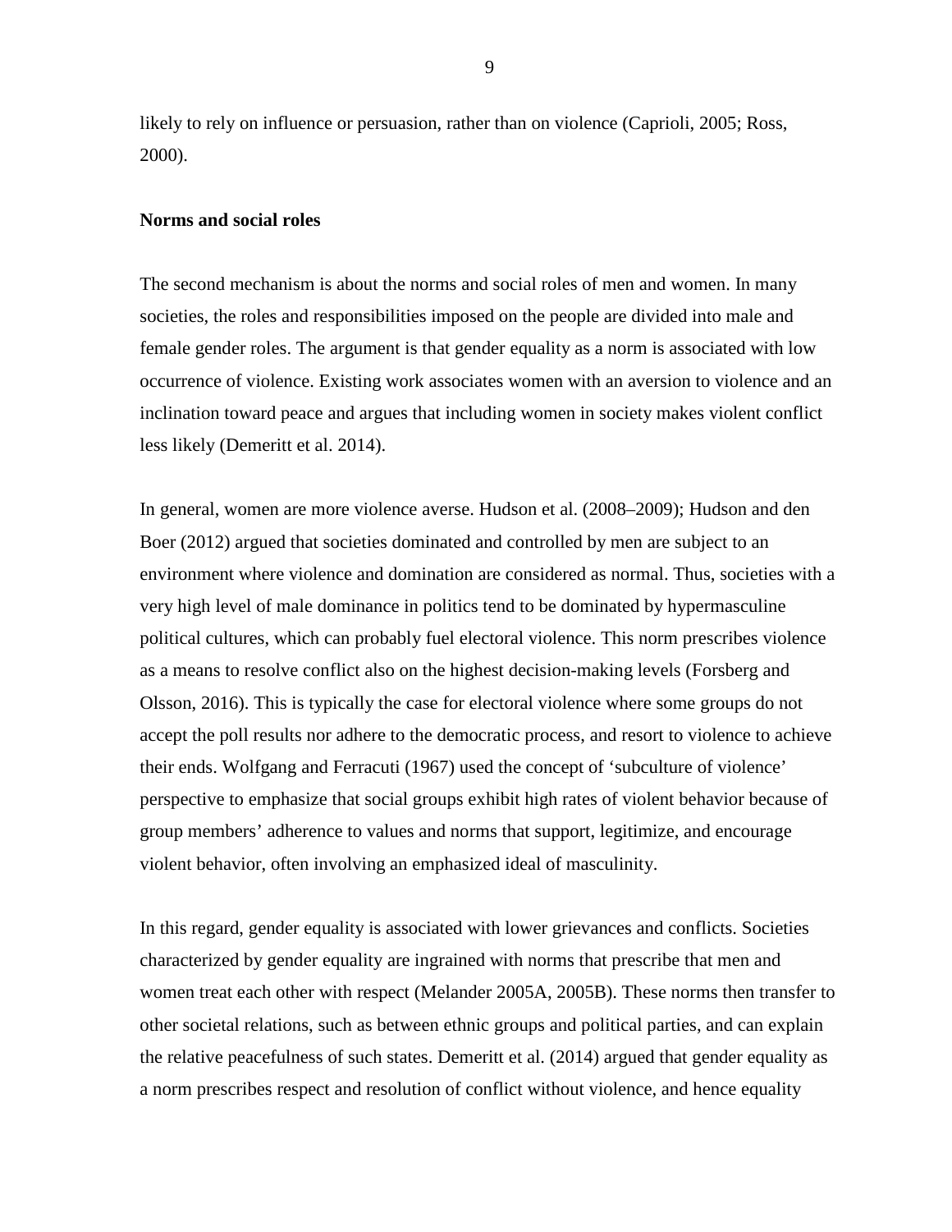likely to rely on influence or persuasion, rather than on violence (Caprioli, 2005; Ross, 2000).

**Norms and social roles**

The second mechanism is about the norms and social roles of men and women. In many societies, the roles and responsibilities imposed on the people are divided into male and female gender roles. The argument is that gender equality as a norm is associated with low occurrence of violence. Existing work associates women with an aversion to violence and an inclination toward peace and argues that including women in society makes violent conflict less likely (Demeritt et al. 2014).

In general, women are more violence averse. Hudson et al. (2008–2009); Hudson and den Boer (2012) argued that societies dominated and controlled by men are subject to an environment where violence and domination are considered as normal. Thus, societies with a very high level of male dominance in politics tend to be dominated by hypermasculine political cultures, which can probably fuel electoral violence. This norm prescribes violence as a means to resolve conflict also on the highest decision-making levels (Forsberg and Olsson, 2016). This is typically the case for electoral violence where some groups do not accept the poll results nor adhere to the democratic process, and resort to violence to achieve their ends. Wolfgang and Ferracuti (1967) used the concept of 'subculture of violence' perspective to emphasize that social groups exhibit high rates of violent behavior because of group members' adherence to values and norms that support, legitimize, and encourage violent behavior, often involving an emphasized ideal of masculinity.

In this regard, gender equality is associated with lower grievances and conflicts. Societies characterized by gender equality are ingrained with norms that prescribe that men and women treat each other with respect (Melander 2005A, 2005B). These norms then transfer to other societal relations, such as between ethnic groups and political parties, and can explain the relative peacefulness of such states. Demeritt et al. (2014) argued that gender equality as a norm prescribes respect and resolution of conflict without violence, and hence equality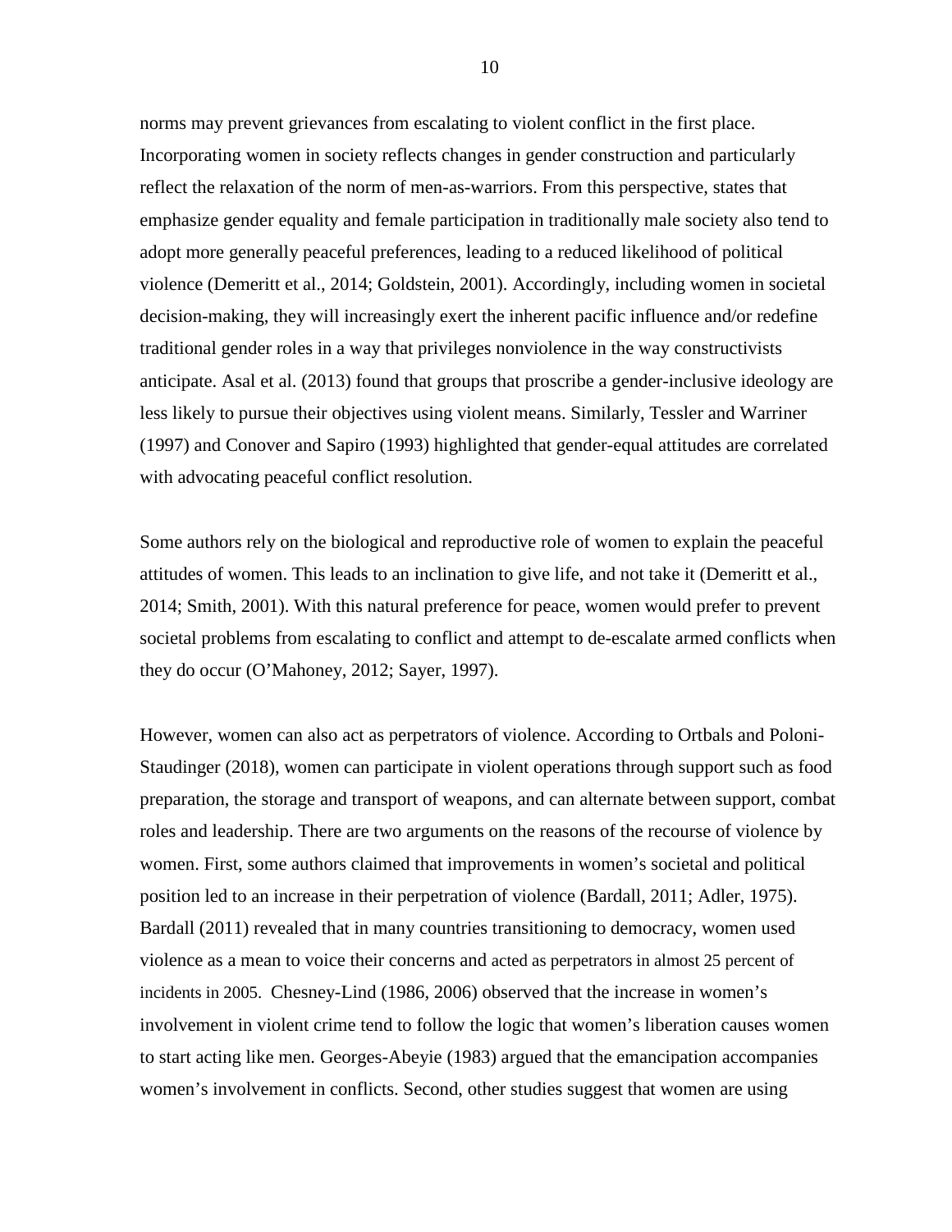norms may prevent grievances from escalating to violent conflict in the first place. Incorporating women in society reflects changes in gender construction and particularly reflect the relaxation of the norm of men-as-warriors. From this perspective, states that emphasize gender equality and female participation in traditionally male society also tend to adopt more generally peaceful preferences, leading to a reduced likelihood of political violence (Demeritt et al., 2014; Goldstein, 2001). Accordingly, including women in societal decision-making, they will increasingly exert the inherent pacific influence and/or redefine traditional gender roles in a way that privileges nonviolence in the way constructivists anticipate. Asal et al. (2013) found that groups that proscribe a gender-inclusive ideology are less likely to pursue their objectives using violent means. Similarly, Tessler and Warriner (1997) and Conover and Sapiro (1993) highlighted that gender-equal attitudes are correlated with advocating peaceful conflict resolution.

Some authors rely on the biological and reproductive role of women to explain the peaceful attitudes of women. This leads to an inclination to give life, and not take it (Demeritt et al., 2014; Smith, 2001). With this natural preference for peace, women would prefer to prevent societal problems from escalating to conflict and attempt to de-escalate armed conflicts when they do occur (O'Mahoney, 2012; Sayer, 1997).

However, women can also act as perpetrators of violence. According to Ortbals and Poloni-Staudinger (2018), women can participate in violent operations through support such as food preparation, the storage and transport of weapons, and can alternate between support, combat roles and leadership. There are two arguments on the reasons of the recourse of violence by women. First, some authors claimed that improvements in women's societal and political position led to an increase in their perpetration of violence (Bardall, 2011; Adler, 1975). Bardall (2011) revealed that in many countries transitioning to democracy, women used violence as a mean to voice their concerns and acted as perpetrators in almost 25 percent of incidents in 2005. Chesney-Lind (1986, 2006) observed that the increase in women's involvement in violent crime tend to follow the logic that women's liberation causes women to start acting like men. Georges-Abeyie (1983) argued that the emancipation accompanies women's involvement in conflicts. Second, other studies suggest that women are using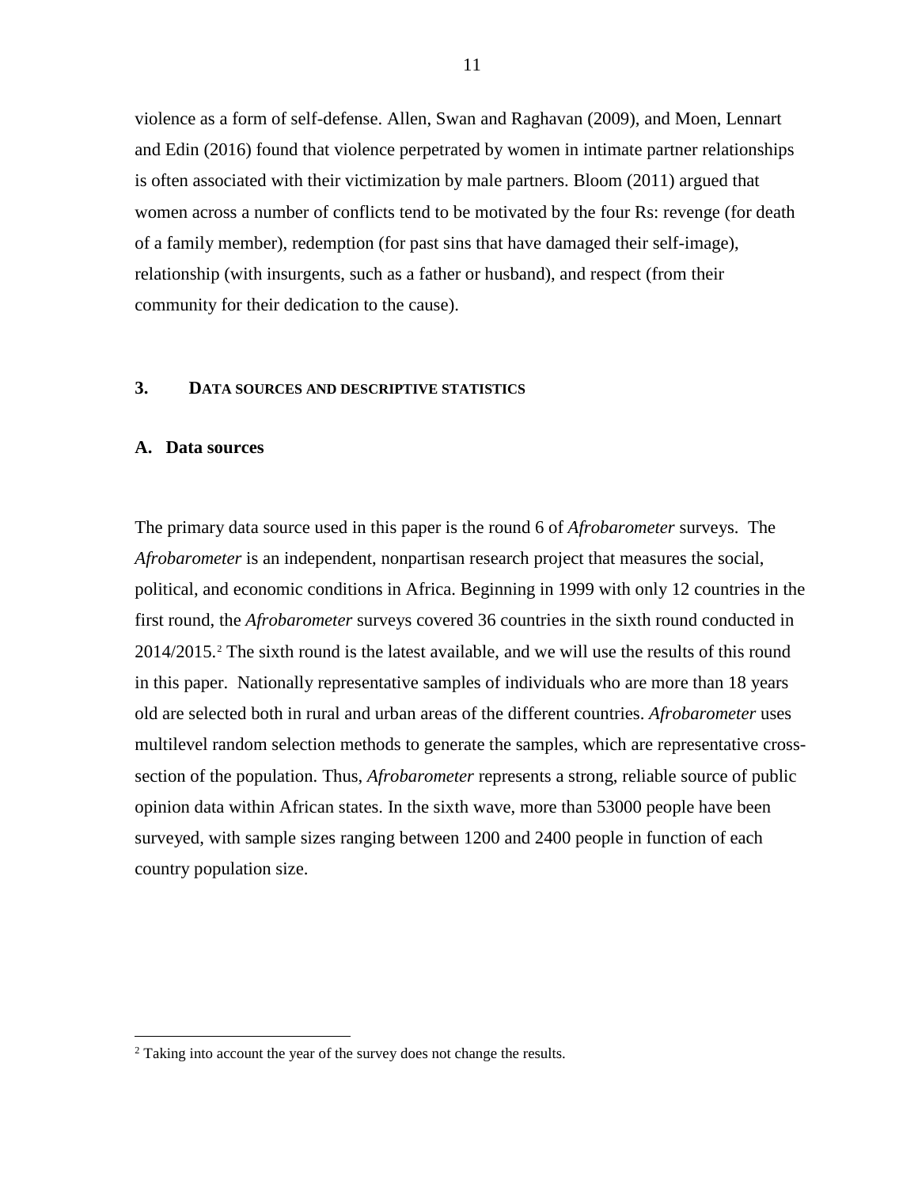violence as a form of self-defense. Allen, Swan and Raghavan (2009), and Moen, Lennart and Edin (2016) found that violence perpetrated by women in intimate partner relationships is often associated with their victimization by male partners. Bloom (2011) argued that women across a number of conflicts tend to be motivated by the four Rs: revenge (for death of a family member), redemption (for past sins that have damaged their self-image), relationship (with insurgents, such as a father or husband), and respect (from their community for their dedication to the cause).

## 3. Data sources and descriptive statistics

### A. Data sources

The primary data source used in this paper is the round 6 of *Afrobarometer* surveys. The *Afrobarometer* is an independent, nonpartisan research project that measures the social, political, and economic conditions in Africa. Beginning in 1999 with only 12 countries in the first round, the *Afrobarometer* surveys covered 36 countries in the sixth round conducted in 2014/2015.[2] The sixth round is the latest available, and we will use the results of this round in this paper. Nationally representative samples of individuals who are more than 18 years old are selected both in rural and urban areas of the different countries. *Afrobarometer* uses multilevel random selection methods to generate the samples, which are representative cross-section of the population. Thus, *Afrobarometer* represents a strong, reliable source of public opinion data within African states. In the sixth wave, more than 53000 people have been surveyed, with sample sizes ranging between 1200 and 2400 people in function of each country population size.

[2] Taking into account the year of the survey does not change the results.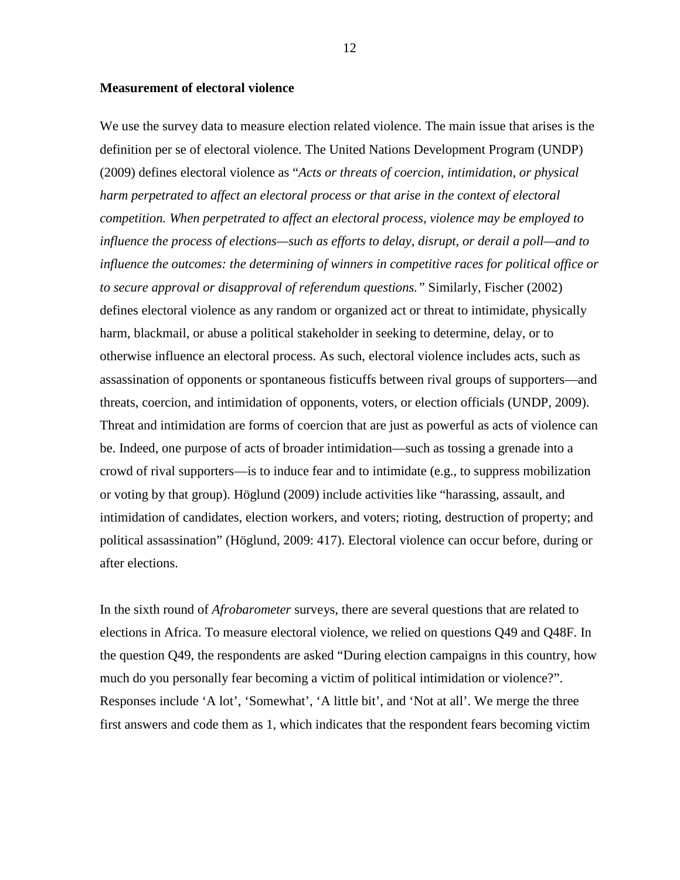**Measurement of electoral violence**

We use the survey data to measure election related violence. The main issue that arises is the definition per se of electoral violence. The United Nations Development Program (UNDP) (2009) defines electoral violence as "*Acts or threats of coercion, intimidation, or physical harm perpetrated to affect an electoral process or that arise in the context of electoral competition. When perpetrated to affect an electoral process, violence may be employed to influence the process of elections—such as efforts to delay, disrupt, or derail a poll—and to influence the outcomes: the determining of winners in competitive races for political office or to secure approval or disapproval of referendum questions.*" Similarly, Fischer (2002) defines electoral violence as any random or organized act or threat to intimidate, physically harm, blackmail, or abuse a political stakeholder in seeking to determine, delay, or to otherwise influence an electoral process. As such, electoral violence includes acts, such as assassination of opponents or spontaneous fisticuffs between rival groups of supporters—and threats, coercion, and intimidation of opponents, voters, or election officials (UNDP, 2009). Threat and intimidation are forms of coercion that are just as powerful as acts of violence can be. Indeed, one purpose of acts of broader intimidation—such as tossing a grenade into a crowd of rival supporters—is to induce fear and to intimidate (e.g., to suppress mobilization or voting by that group). Höglund (2009) include activities like "harassing, assault, and intimidation of candidates, election workers, and voters; rioting, destruction of property; and political assassination" (Höglund, 2009: 417). Electoral violence can occur before, during or after elections.

In the sixth round of *Afrobarometer* surveys, there are several questions that are related to elections in Africa. To measure electoral violence, we relied on questions Q49 and Q48F. In the question Q49, the respondents are asked "During election campaigns in this country, how much do you personally fear becoming a victim of political intimidation or violence?". Responses include 'A lot', 'Somewhat', 'A little bit', and 'Not at all'. We merge the three first answers and code them as 1, which indicates that the respondent fears becoming victim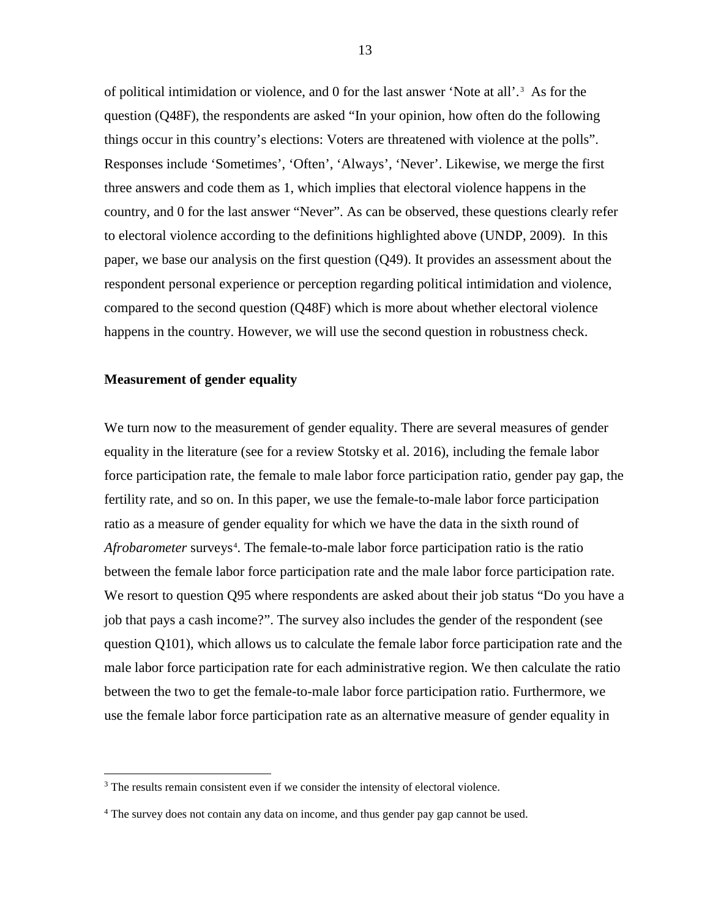of political intimidation or violence, and 0 for the last answer 'Note at all'.[3] As for the question (Q48F), the respondents are asked "In your opinion, how often do the following things occur in this country's elections: Voters are threatened with violence at the polls". Responses include 'Sometimes', 'Often', 'Always', 'Never'. Likewise, we merge the first three answers and code them as 1, which implies that electoral violence happens in the country, and 0 for the last answer "Never". As can be observed, these questions clearly refer to electoral violence according to the definitions highlighted above (UNDP, 2009). In this paper, we base our analysis on the first question (Q49). It provides an assessment about the respondent personal experience or perception regarding political intimidation and violence, compared to the second question (Q48F) which is more about whether electoral violence happens in the country. However, we will use the second question in robustness check.

**Measurement of gender equality**

We turn now to the measurement of gender equality. There are several measures of gender equality in the literature (see for a review Stotsky et al. 2016), including the female labor force participation rate, the female to male labor force participation ratio, gender pay gap, the fertility rate, and so on. In this paper, we use the female-to-male labor force participation ratio as a measure of gender equality for which we have the data in the sixth round of *Afrobarometer* surveys[4]. The female-to-male labor force participation ratio is the ratio between the female labor force participation rate and the male labor force participation rate. We resort to question Q95 where respondents are asked about their job status "Do you have a job that pays a cash income?". The survey also includes the gender of the respondent (see question Q101), which allows us to calculate the female labor force participation rate and the male labor force participation rate for each administrative region. We then calculate the ratio between the two to get the female-to-male labor force participation ratio. Furthermore, we use the female labor force participation rate as an alternative measure of gender equality in

[3] The results remain consistent even if we consider the intensity of electoral violence.

[4] The survey does not contain any data on income, and thus gender pay gap cannot be used.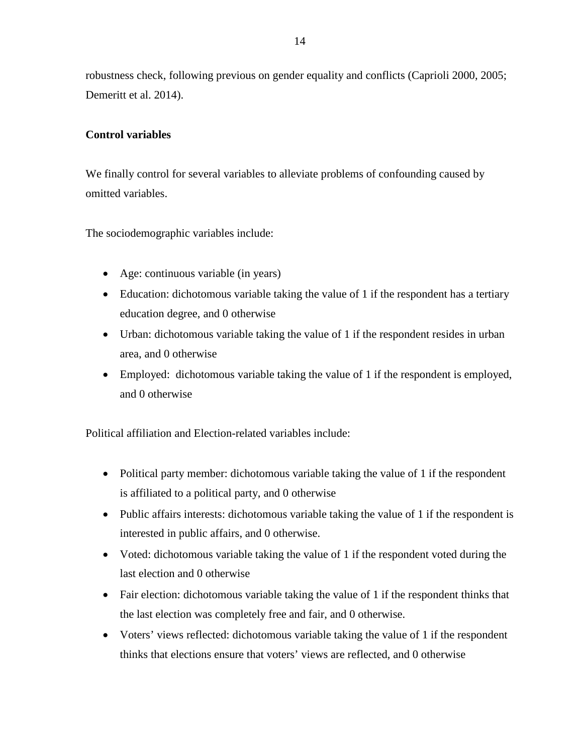robustness check, following previous on gender equality and conflicts (Caprioli 2000, 2005; Demeritt et al. 2014).

**Control variables**

We finally control for several variables to alleviate problems of confounding caused by omitted variables.

The sociodemographic variables include:

- Age: continuous variable (in years)
- Education: dichotomous variable taking the value of 1 if the respondent has a tertiary education degree, and 0 otherwise
- Urban: dichotomous variable taking the value of 1 if the respondent resides in urban area, and 0 otherwise
- Employed: dichotomous variable taking the value of 1 if the respondent is employed, and 0 otherwise

Political affiliation and Election-related variables include:

- Political party member: dichotomous variable taking the value of 1 if the respondent is affiliated to a political party, and 0 otherwise
- Public affairs interests: dichotomous variable taking the value of 1 if the respondent is interested in public affairs, and 0 otherwise.
- Voted: dichotomous variable taking the value of 1 if the respondent voted during the last election and 0 otherwise
- Fair election: dichotomous variable taking the value of 1 if the respondent thinks that the last election was completely free and fair, and 0 otherwise.
- Voters' views reflected: dichotomous variable taking the value of 1 if the respondent thinks that elections ensure that voters' views are reflected, and 0 otherwise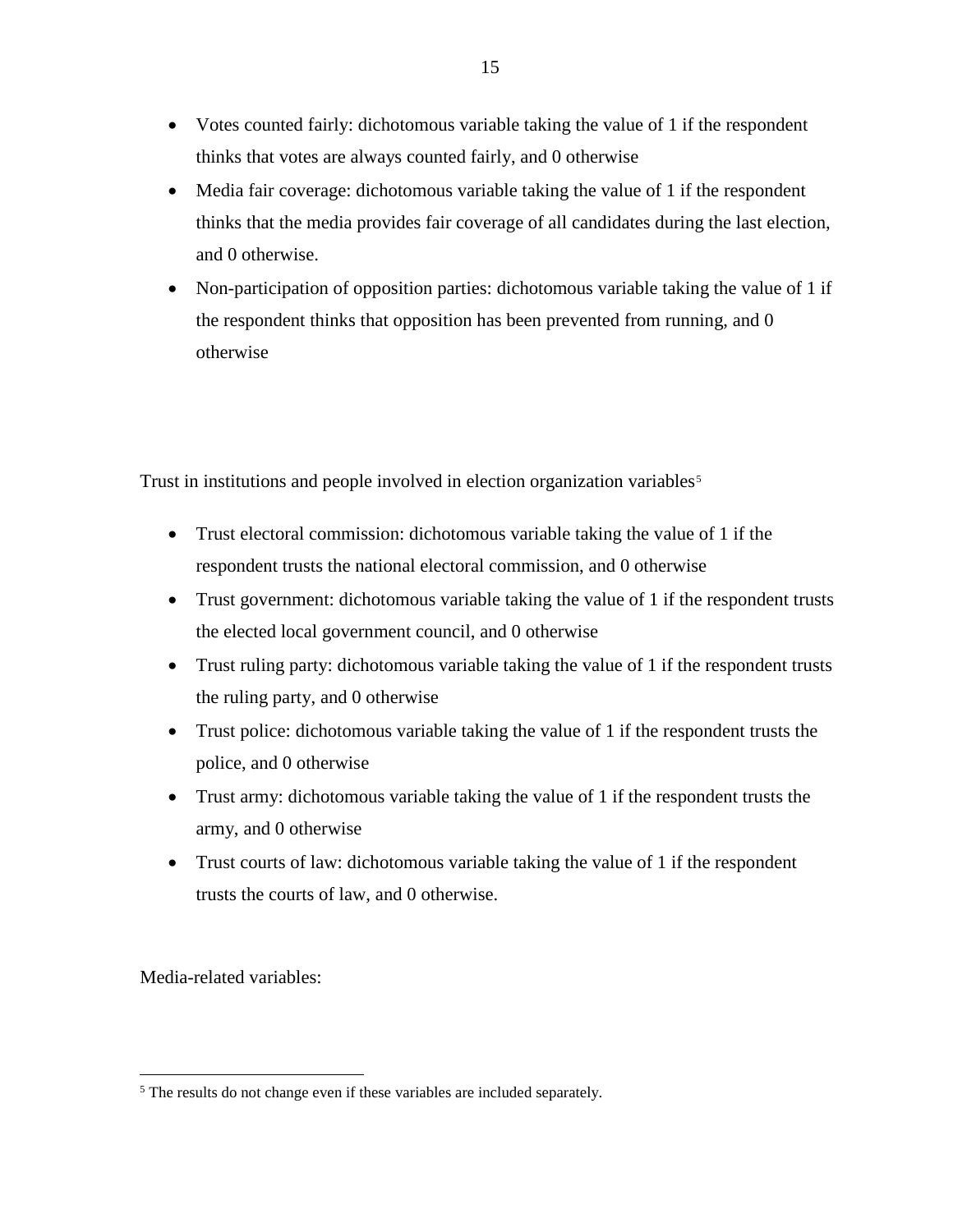- Votes counted fairly: dichotomous variable taking the value of 1 if the respondent thinks that votes are always counted fairly, and 0 otherwise
- Media fair coverage: dichotomous variable taking the value of 1 if the respondent thinks that the media provides fair coverage of all candidates during the last election, and 0 otherwise.
- Non-participation of opposition parties: dichotomous variable taking the value of 1 if the respondent thinks that opposition has been prevented from running, and 0 otherwise

Trust in institutions and people involved in election organization variables[5]

- Trust electoral commission: dichotomous variable taking the value of 1 if the respondent trusts the national electoral commission, and 0 otherwise
- Trust government: dichotomous variable taking the value of 1 if the respondent trusts the elected local government council, and 0 otherwise
- Trust ruling party: dichotomous variable taking the value of 1 if the respondent trusts the ruling party, and 0 otherwise
- Trust police: dichotomous variable taking the value of 1 if the respondent trusts the police, and 0 otherwise
- Trust army: dichotomous variable taking the value of 1 if the respondent trusts the army, and 0 otherwise
- Trust courts of law: dichotomous variable taking the value of 1 if the respondent trusts the courts of law, and 0 otherwise.

Media-related variables:

[5] The results do not change even if these variables are included separately.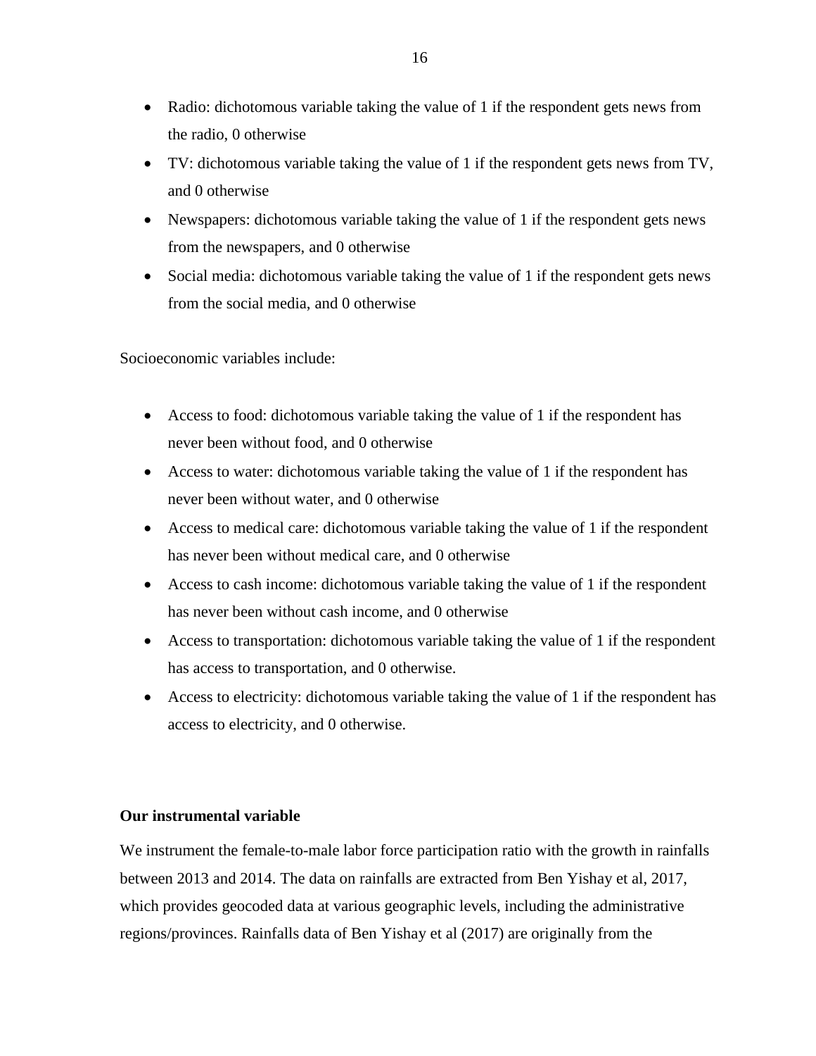- Radio: dichotomous variable taking the value of 1 if the respondent gets news from the radio, 0 otherwise
- TV: dichotomous variable taking the value of 1 if the respondent gets news from TV, and 0 otherwise
- Newspapers: dichotomous variable taking the value of 1 if the respondent gets news from the newspapers, and 0 otherwise
- Social media: dichotomous variable taking the value of 1 if the respondent gets news from the social media, and 0 otherwise

Socioeconomic variables include:

- Access to food: dichotomous variable taking the value of 1 if the respondent has never been without food, and 0 otherwise
- Access to water: dichotomous variable taking the value of 1 if the respondent has never been without water, and 0 otherwise
- Access to medical care: dichotomous variable taking the value of 1 if the respondent has never been without medical care, and 0 otherwise
- Access to cash income: dichotomous variable taking the value of 1 if the respondent has never been without cash income, and 0 otherwise
- Access to transportation: dichotomous variable taking the value of 1 if the respondent has access to transportation, and 0 otherwise.
- Access to electricity: dichotomous variable taking the value of 1 if the respondent has access to electricity, and 0 otherwise.

**Our instrumental variable**

We instrument the female-to-male labor force participation ratio with the growth in rainfalls between 2013 and 2014. The data on rainfalls are extracted from Ben Yishay et al, 2017, which provides geocoded data at various geographic levels, including the administrative regions/provinces. Rainfalls data of Ben Yishay et al (2017) are originally from the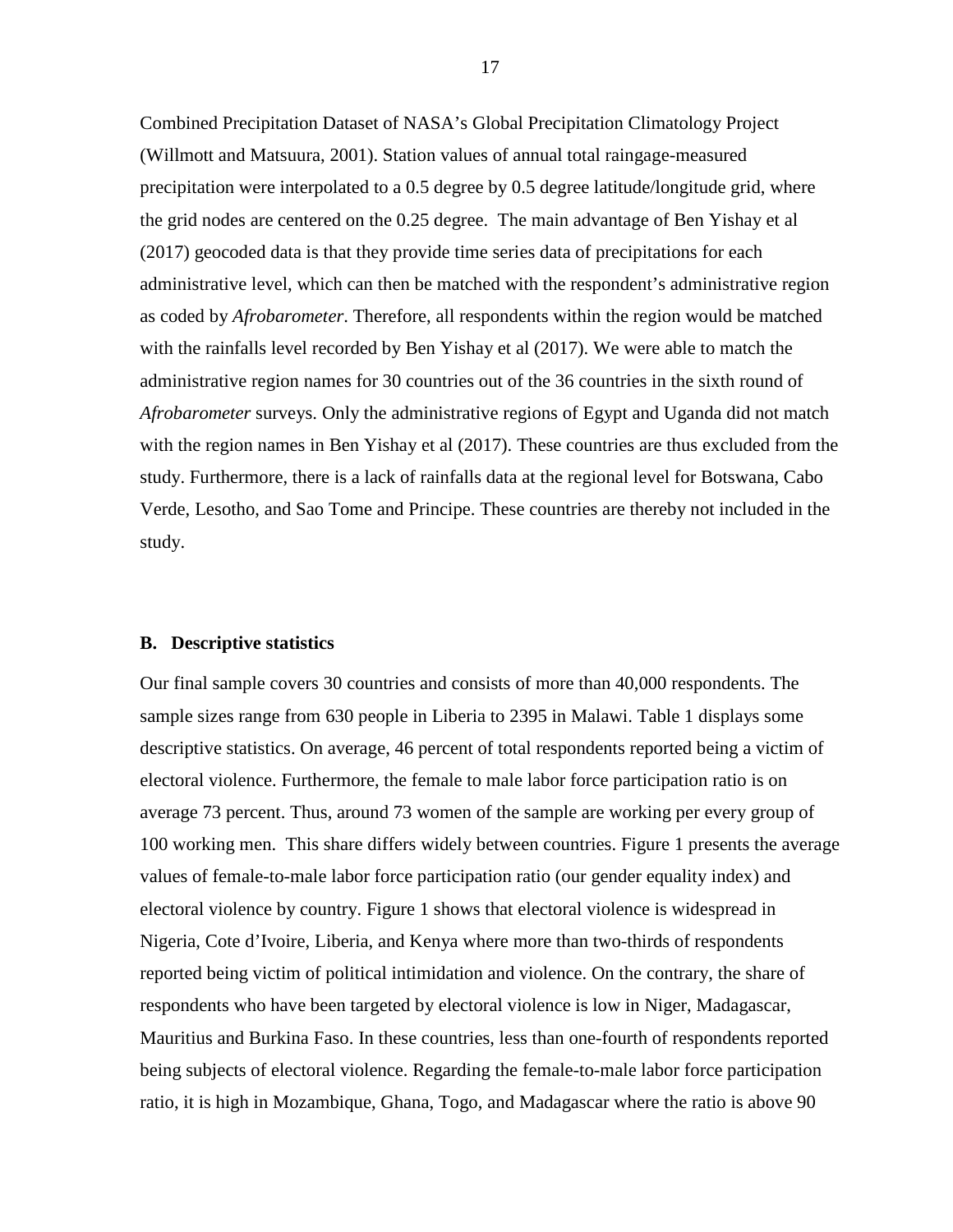Combined Precipitation Dataset of NASA's Global Precipitation Climatology Project (Willmott and Matsuura, 2001). Station values of annual total raingage-measured precipitation were interpolated to a 0.5 degree by 0.5 degree latitude/longitude grid, where the grid nodes are centered on the 0.25 degree. The main advantage of Ben Yishay et al (2017) geocoded data is that they provide time series data of precipitations for each administrative level, which can then be matched with the respondent's administrative region as coded by *Afrobarometer*. Therefore, all respondents within the region would be matched with the rainfalls level recorded by Ben Yishay et al (2017). We were able to match the administrative region names for 30 countries out of the 36 countries in the sixth round of *Afrobarometer* surveys. Only the administrative regions of Egypt and Uganda did not match with the region names in Ben Yishay et al (2017). These countries are thus excluded from the study. Furthermore, there is a lack of rainfalls data at the regional level for Botswana, Cabo Verde, Lesotho, and Sao Tome and Principe. These countries are thereby not included in the study.

### B. Descriptive statistics

Our final sample covers 30 countries and consists of more than 40,000 respondents. The sample sizes range from 630 people in Liberia to 2395 in Malawi. Table 1 displays some descriptive statistics. On average, 46 percent of total respondents reported being a victim of electoral violence. Furthermore, the female to male labor force participation ratio is on average 73 percent. Thus, around 73 women of the sample are working per every group of 100 working men. This share differs widely between countries. Figure 1 presents the average values of female-to-male labor force participation ratio (our gender equality index) and electoral violence by country. Figure 1 shows that electoral violence is widespread in Nigeria, Cote d'Ivoire, Liberia, and Kenya where more than two-thirds of respondents reported being victim of political intimidation and violence. On the contrary, the share of respondents who have been targeted by electoral violence is low in Niger, Madagascar, Mauritius and Burkina Faso. In these countries, less than one-fourth of respondents reported being subjects of electoral violence. Regarding the female-to-male labor force participation ratio, it is high in Mozambique, Ghana, Togo, and Madagascar where the ratio is above 90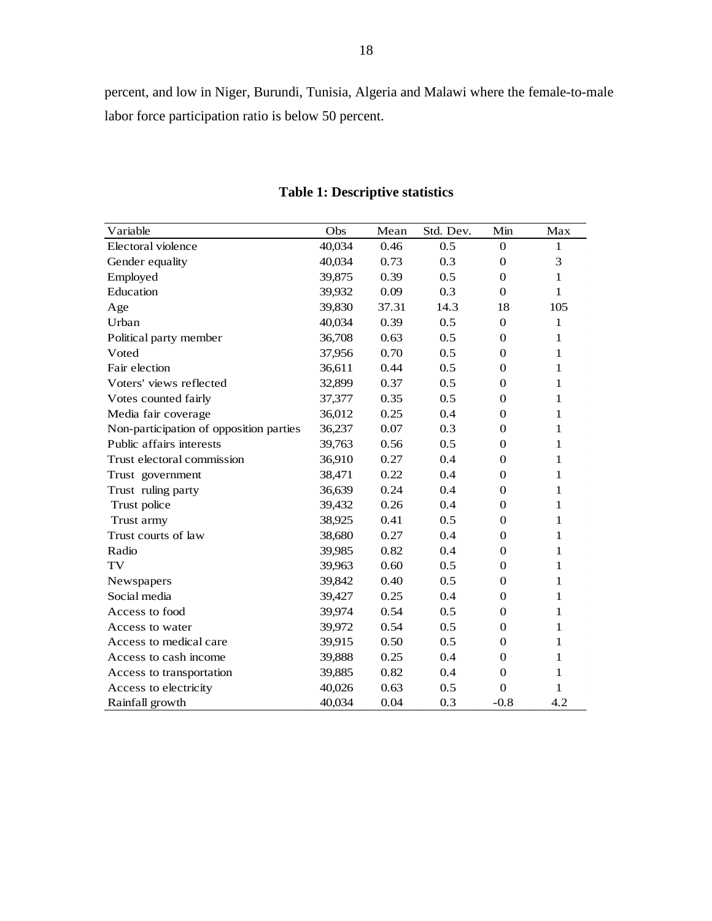percent, and low in Niger, Burundi, Tunisia, Algeria and Malawi where the female-to-male labor force participation ratio is below 50 percent.

**Table 1: Descriptive statistics**

| Variable | Obs | Mean | Std. Dev. | Min | Max |
|---|---|---|---|---|---|
| Electoral violence | 40,034 | 0.46 | 0.5 | 0 | 1 |
| Gender equality | 40,034 | 0.73 | 0.3 | 0 | 3 |
| Employed | 39,875 | 0.39 | 0.5 | 0 | 1 |
| Education | 39,932 | 0.09 | 0.3 | 0 | 1 |
| Age | 39,830 | 37.31 | 14.3 | 18 | 105 |
| Urban | 40,034 | 0.39 | 0.5 | 0 | 1 |
| Political party member | 36,708 | 0.63 | 0.5 | 0 | 1 |
| Voted | 37,956 | 0.70 | 0.5 | 0 | 1 |
| Fair election | 36,611 | 0.44 | 0.5 | 0 | 1 |
| Voters' views reflected | 32,899 | 0.37 | 0.5 | 0 | 1 |
| Votes counted fairly | 37,377 | 0.35 | 0.5 | 0 | 1 |
| Media fair coverage | 36,012 | 0.25 | 0.4 | 0 | 1 |
| Non-participation of opposition parties | 36,237 | 0.07 | 0.3 | 0 | 1 |
| Public affairs interests | 39,763 | 0.56 | 0.5 | 0 | 1 |
| Trust electoral commission | 36,910 | 0.27 | 0.4 | 0 | 1 |
| Trust government | 38,471 | 0.22 | 0.4 | 0 | 1 |
| Trust ruling party | 36,639 | 0.24 | 0.4 | 0 | 1 |
| Trust police | 39,432 | 0.26 | 0.4 | 0 | 1 |
| Trust army | 38,925 | 0.41 | 0.5 | 0 | 1 |
| Trust courts of law | 38,680 | 0.27 | 0.4 | 0 | 1 |
| Radio | 39,985 | 0.82 | 0.4 | 0 | 1 |
| TV | 39,963 | 0.60 | 0.5 | 0 | 1 |
| Newspapers | 39,842 | 0.40 | 0.5 | 0 | 1 |
| Social media | 39,427 | 0.25 | 0.4 | 0 | 1 |
| Access to food | 39,974 | 0.54 | 0.5 | 0 | 1 |
| Access to water | 39,972 | 0.54 | 0.5 | 0 | 1 |
| Access to medical care | 39,915 | 0.50 | 0.5 | 0 | 1 |
| Access to cash income | 39,888 | 0.25 | 0.4 | 0 | 1 |
| Access to transportation | 39,885 | 0.82 | 0.4 | 0 | 1 |
| Access to electricity | 40,026 | 0.63 | 0.5 | 0 | 1 |
| Rainfall growth | 40,034 | 0.04 | 0.3 | -0.8 | 4.2 |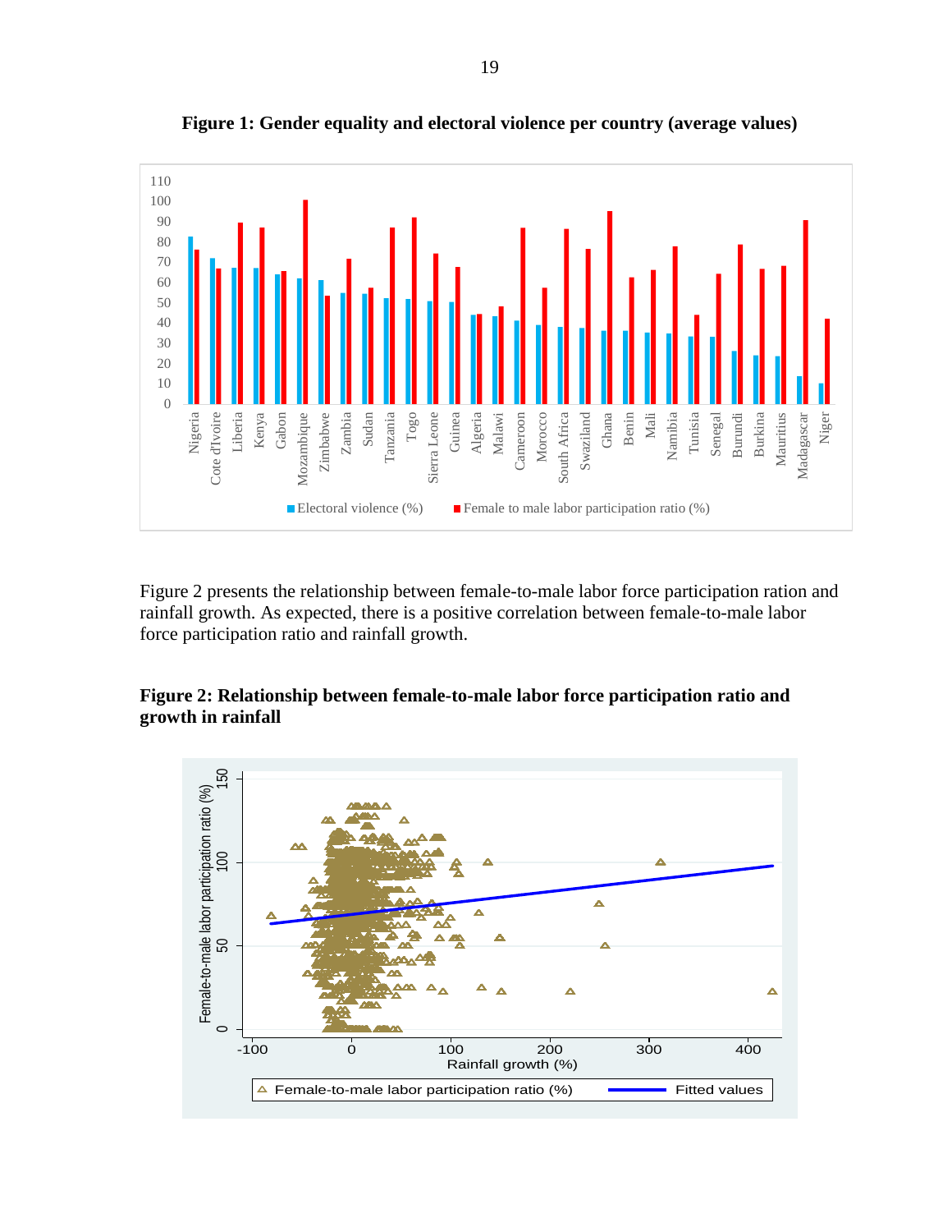**Figure 1: Gender equality and electoral violence per country (average values)**

Figure 2 presents the relationship between female-to-male labor force participation ration and rainfall growth. As expected, there is a positive correlation between female-to-male labor force participation ratio and rainfall growth.

**Figure 2: Relationship between female-to-male labor force participation ratio and growth in rainfall**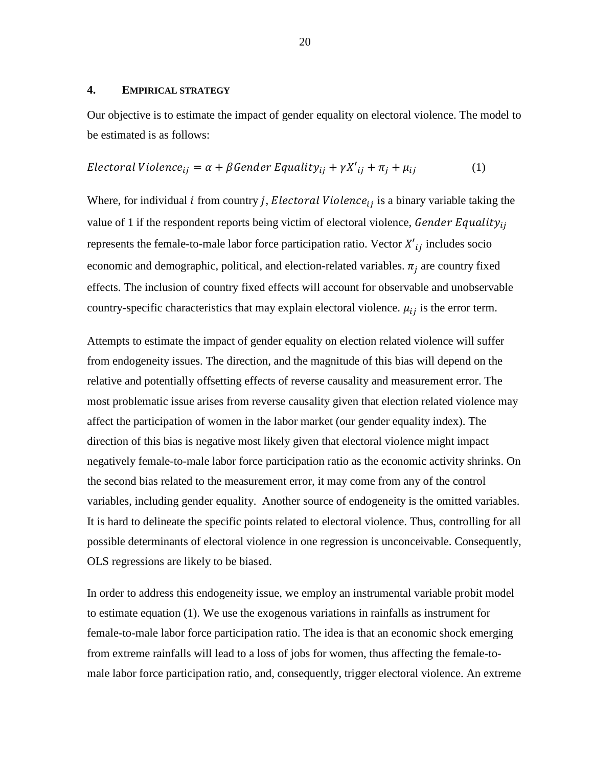## 4. EMPIRICAL STRATEGY

Our objective is to estimate the impact of gender equality on electoral violence. The model to be estimated is as follows:

$$Electoral\,Violence_{ij} = \alpha + \beta Gender\ Equality_{ij} + \gamma X'_{ij} + \pi_j + \mu_{ij} \qquad (1)$$

Where, for individual $i$ from country $j$, $Electoral\,Violence_{ij}$ is a binary variable taking the value of 1 if the respondent reports being victim of electoral violence, $Gender\ Equality_{ij}$ represents the female-to-male labor force participation ratio. Vector $X'_{ij}$ includes socio economic and demographic, political, and election-related variables. $\pi_j$ are country fixed effects. The inclusion of country fixed effects will account for observable and unobservable country-specific characteristics that may explain electoral violence. $\mu_{ij}$ is the error term.

Attempts to estimate the impact of gender equality on election related violence will suffer from endogeneity issues. The direction, and the magnitude of this bias will depend on the relative and potentially offsetting effects of reverse causality and measurement error. The most problematic issue arises from reverse causality given that election related violence may affect the participation of women in the labor market (our gender equality index). The direction of this bias is negative most likely given that electoral violence might impact negatively female-to-male labor force participation ratio as the economic activity shrinks. On the second bias related to the measurement error, it may come from any of the control variables, including gender equality. Another source of endogeneity is the omitted variables. It is hard to delineate the specific points related to electoral violence. Thus, controlling for all possible determinants of electoral violence in one regression is unconceivable. Consequently, OLS regressions are likely to be biased.

In order to address this endogeneity issue, we employ an instrumental variable probit model to estimate equation (1). We use the exogenous variations in rainfalls as instrument for female-to-male labor force participation ratio. The idea is that an economic shock emerging from extreme rainfalls will lead to a loss of jobs for women, thus affecting the female-to-male labor force participation ratio, and, consequently, trigger electoral violence. An extreme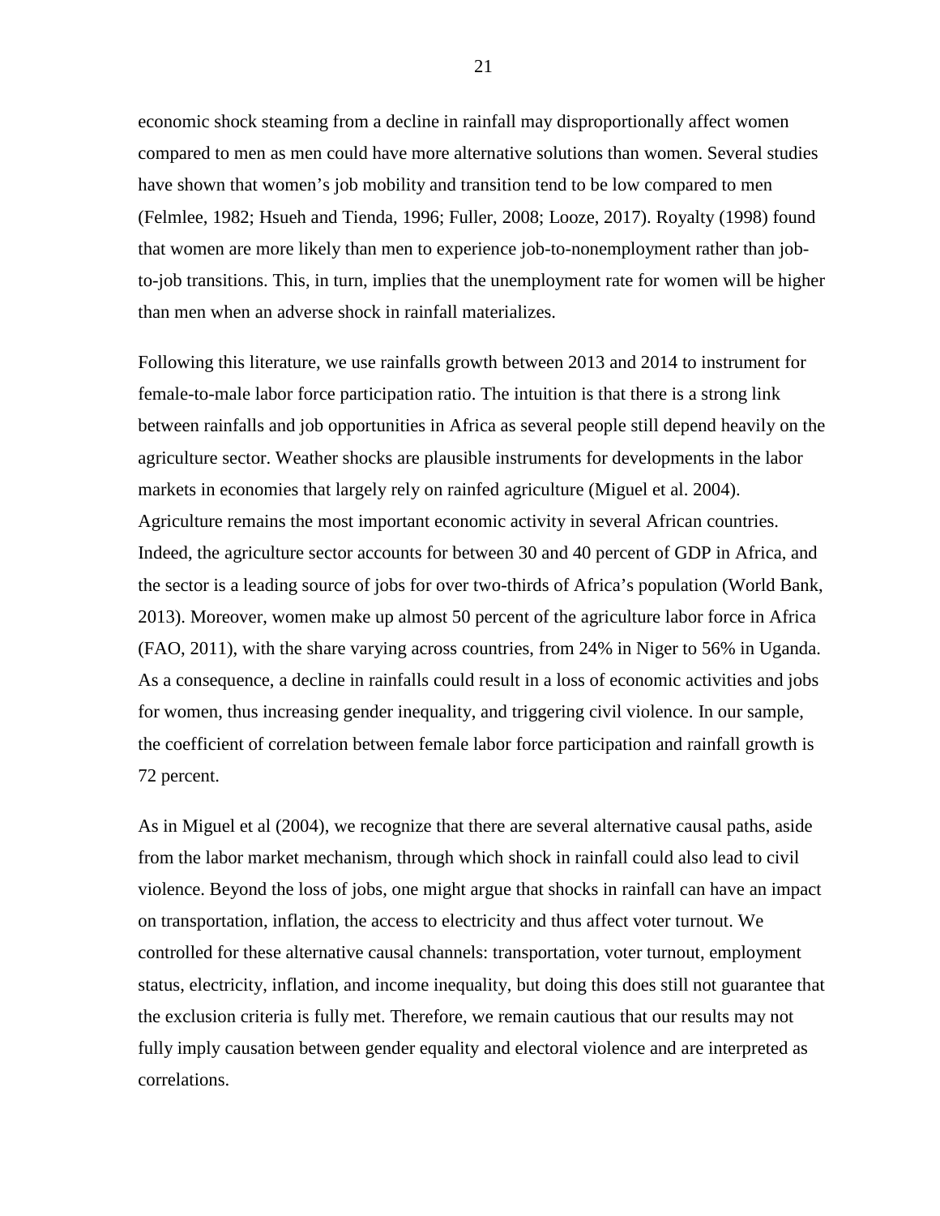economic shock steaming from a decline in rainfall may disproportionally affect women compared to men as men could have more alternative solutions than women. Several studies have shown that women's job mobility and transition tend to be low compared to men (Felmlee, 1982; Hsueh and Tienda, 1996; Fuller, 2008; Looze, 2017). Royalty (1998) found that women are more likely than men to experience job-to-nonemployment rather than job-to-job transitions. This, in turn, implies that the unemployment rate for women will be higher than men when an adverse shock in rainfall materializes.

Following this literature, we use rainfalls growth between 2013 and 2014 to instrument for female-to-male labor force participation ratio. The intuition is that there is a strong link between rainfalls and job opportunities in Africa as several people still depend heavily on the agriculture sector. Weather shocks are plausible instruments for developments in the labor markets in economies that largely rely on rainfed agriculture (Miguel et al. 2004). Agriculture remains the most important economic activity in several African countries. Indeed, the agriculture sector accounts for between 30 and 40 percent of GDP in Africa, and the sector is a leading source of jobs for over two-thirds of Africa's population (World Bank, 2013). Moreover, women make up almost 50 percent of the agriculture labor force in Africa (FAO, 2011), with the share varying across countries, from 24% in Niger to 56% in Uganda. As a consequence, a decline in rainfalls could result in a loss of economic activities and jobs for women, thus increasing gender inequality, and triggering civil violence. In our sample, the coefficient of correlation between female labor force participation and rainfall growth is 72 percent.

As in Miguel et al (2004), we recognize that there are several alternative causal paths, aside from the labor market mechanism, through which shock in rainfall could also lead to civil violence. Beyond the loss of jobs, one might argue that shocks in rainfall can have an impact on transportation, inflation, the access to electricity and thus affect voter turnout. We controlled for these alternative causal channels: transportation, voter turnout, employment status, electricity, inflation, and income inequality, but doing this does still not guarantee that the exclusion criteria is fully met. Therefore, we remain cautious that our results may not fully imply causation between gender equality and electoral violence and are interpreted as correlations.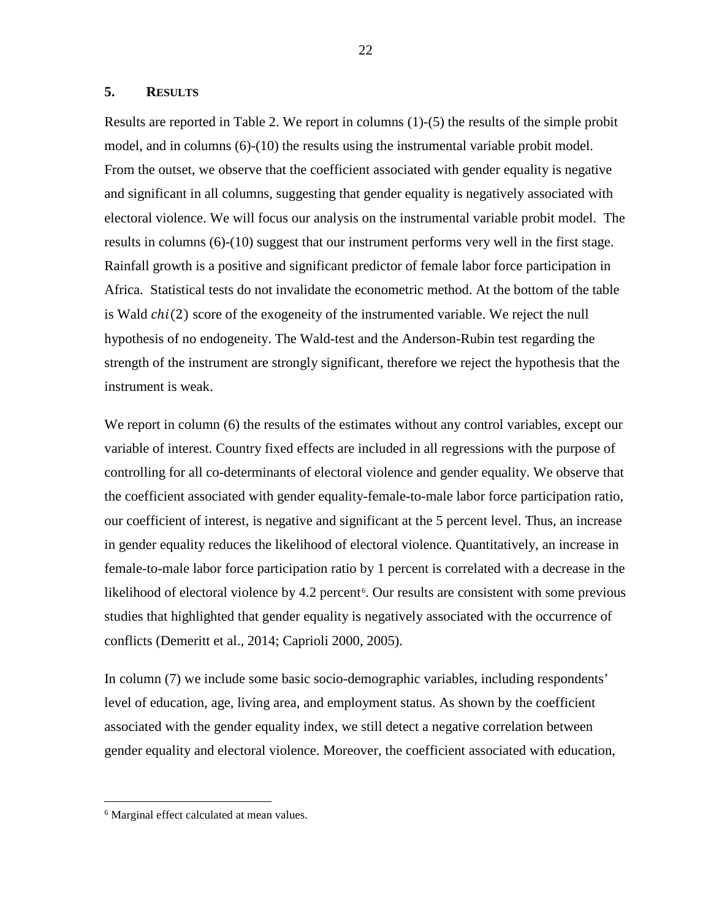## 5. RESULTS

Results are reported in Table 2. We report in columns (1)-(5) the results of the simple probit model, and in columns (6)-(10) the results using the instrumental variable probit model. From the outset, we observe that the coefficient associated with gender equality is negative and significant in all columns, suggesting that gender equality is negatively associated with electoral violence. We will focus our analysis on the instrumental variable probit model. The results in columns (6)-(10) suggest that our instrument performs very well in the first stage. Rainfall growth is a positive and significant predictor of female labor force participation in Africa. Statistical tests do not invalidate the econometric method. At the bottom of the table is Wald $chi(2)$ score of the exogeneity of the instrumented variable. We reject the null hypothesis of no endogeneity. The Wald-test and the Anderson-Rubin test regarding the strength of the instrument are strongly significant, therefore we reject the hypothesis that the instrument is weak.

We report in column (6) the results of the estimates without any control variables, except our variable of interest. Country fixed effects are included in all regressions with the purpose of controlling for all co-determinants of electoral violence and gender equality. We observe that the coefficient associated with gender equality-female-to-male labor force participation ratio, our coefficient of interest, is negative and significant at the 5 percent level. Thus, an increase in gender equality reduces the likelihood of electoral violence. Quantitatively, an increase in female-to-male labor force participation ratio by 1 percent is correlated with a decrease in the likelihood of electoral violence by 4.2 percent[6]. Our results are consistent with some previous studies that highlighted that gender equality is negatively associated with the occurrence of conflicts (Demeritt et al., 2014; Caprioli 2000, 2005).

In column (7) we include some basic socio-demographic variables, including respondents' level of education, age, living area, and employment status. As shown by the coefficient associated with the gender equality index, we still detect a negative correlation between gender equality and electoral violence. Moreover, the coefficient associated with education,

[6] Marginal effect calculated at mean values.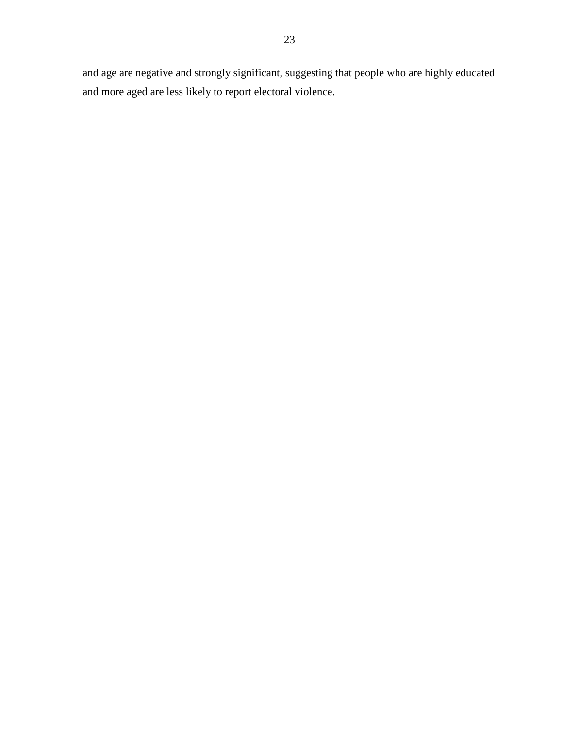and age are negative and strongly significant, suggesting that people who are highly educated and more aged are less likely to report electoral violence.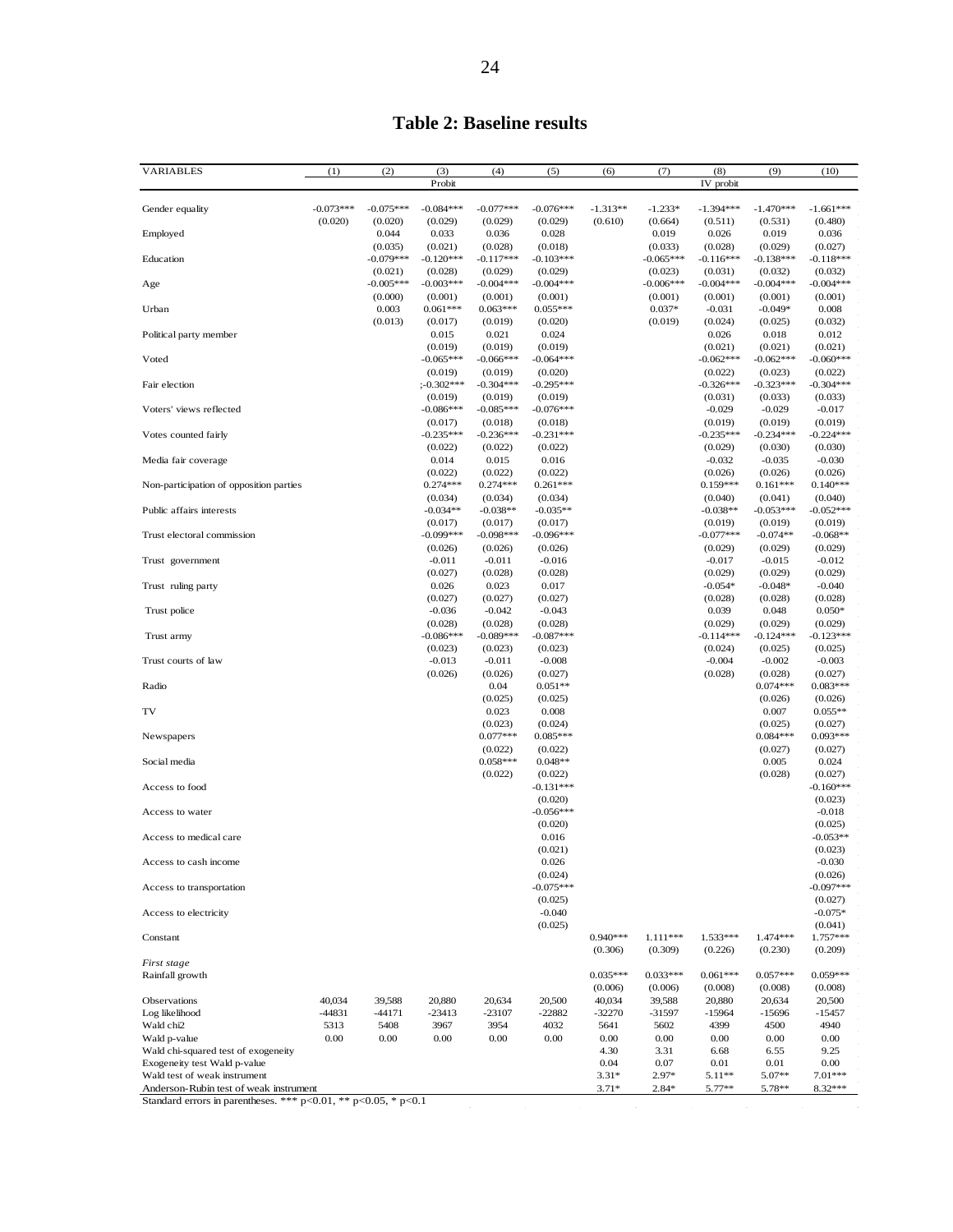# Table 2: Baseline results

| VARIABLES | (1) | (2) | (3) | (4) | (5) | (6) | (7) | (8) | (9) | (10) |
|---|---|---|---|---|---|---|---|---|---|---|
| | | | Probit | | | | | IV probit | | |
| Gender equality | -0.073*** | -0.075*** | -0.084*** | -0.077*** | -0.076*** | -1.313** | -1.233* | -1.394*** | -1.470*** | -1.661*** |
| | (0.020) | (0.020) | (0.029) | (0.029) | (0.029) | (0.610) | (0.664) | (0.511) | (0.531) | (0.480) |
| Employed | | 0.044 | 0.033 | 0.036 | 0.028 | | 0.019 | 0.026 | 0.019 | 0.036 |
| | | (0.035) | (0.021) | (0.028) | (0.018) | | (0.033) | (0.028) | (0.029) | (0.027) |
| Education | | -0.079*** | -0.120*** | -0.117*** | -0.103*** | | -0.065*** | -0.116*** | -0.138*** | -0.118*** |
| | | (0.021) | (0.028) | (0.029) | (0.029) | | (0.023) | (0.031) | (0.032) | (0.032) |
| Age | | -0.005*** | -0.003*** | -0.004*** | -0.004*** | | -0.006*** | -0.004*** | -0.004*** | -0.004*** |
| | | (0.000) | (0.001) | (0.001) | (0.001) | | (0.001) | (0.001) | (0.001) | (0.001) |
| Urban | | 0.003 | 0.061*** | 0.063*** | 0.055*** | | 0.037* | -0.031 | -0.049* | 0.008 |
| | | (0.013) | (0.017) | (0.019) | (0.020) | | (0.019) | (0.024) | (0.025) | (0.032) |
| Political party member | | | 0.015 | 0.021 | 0.024 | | | 0.026 | 0.018 | 0.012 |
| | | | (0.019) | (0.019) | (0.019) | | | (0.021) | (0.021) | (0.021) |
| Voted | | | -0.065*** | -0.066*** | -0.064*** | | | -0.062*** | -0.062*** | -0.060*** |
| | | | (0.019) | (0.019) | (0.020) | | | (0.022) | (0.023) | (0.022) |
| Fair election | | | ;-0.302*** | -0.304*** | -0.295*** | | | -0.326*** | -0.323*** | -0.304*** |
| | | | (0.019) | (0.019) | (0.019) | | | (0.031) | (0.033) | (0.033) |
| Voters' views reflected | | | -0.086*** | -0.085*** | -0.076*** | | | -0.029 | -0.029 | -0.017 |
| | | | (0.017) | (0.018) | (0.018) | | | (0.019) | (0.019) | (0.019) |
| Votes counted fairly | | | -0.235*** | -0.236*** | -0.231*** | | | -0.235*** | -0.234*** | -0.224*** |
| | | | (0.022) | (0.022) | (0.022) | | | (0.029) | (0.030) | (0.030) |
| Media fair coverage | | | 0.014 | 0.015 | 0.016 | | | -0.032 | -0.035 | -0.030 |
| | | | (0.022) | (0.022) | (0.022) | | | (0.026) | (0.026) | (0.026) |
| Non-participation of opposition parties | | | 0.274*** | 0.274*** | 0.261*** | | | 0.159*** | 0.161*** | 0.140*** |
| | | | (0.034) | (0.034) | (0.034) | | | (0.040) | (0.041) | (0.040) |
| Public affairs interests | | | -0.034** | -0.038** | -0.035** | | | -0.038** | -0.053*** | -0.052*** |
| | | | (0.017) | (0.017) | (0.017) | | | (0.019) | (0.019) | (0.019) |
| Trust electoral commission | | | -0.099*** | -0.098*** | -0.096*** | | | -0.077*** | -0.074** | -0.068** |
| | | | (0.026) | (0.026) | (0.026) | | | (0.029) | (0.029) | (0.029) |
| Trust government | | | -0.011 | -0.011 | -0.016 | | | -0.017 | -0.015 | -0.012 |
| | | | (0.027) | (0.028) | (0.028) | | | (0.029) | (0.029) | (0.029) |
| Trust ruling party | | | 0.026 | 0.023 | 0.017 | | | -0.054* | -0.048* | -0.040 |
| | | | (0.027) | (0.027) | (0.027) | | | (0.028) | (0.028) | (0.028) |
| Trust police | | | -0.036 | -0.042 | -0.043 | | | 0.039 | 0.048 | 0.050* |
| | | | (0.028) | (0.028) | (0.028) | | | (0.029) | (0.029) | (0.029) |
| Trust army | | | -0.086*** | -0.089*** | -0.087*** | | | -0.114*** | -0.124*** | -0.123*** |
| | | | (0.023) | (0.023) | (0.023) | | | (0.024) | (0.025) | (0.025) |
| Trust courts of law | | | -0.013 | -0.011 | -0.008 | | | -0.004 | -0.002 | -0.003 |
| | | | (0.026) | (0.026) | (0.027) | | | (0.028) | (0.028) | (0.027) |
| Radio | | | | 0.04 | 0.051** | | | | 0.074*** | 0.083*** |
| | | | | (0.025) | (0.025) | | | | (0.026) | (0.026) |
| TV | | | | 0.023 | 0.008 | | | | 0.007 | 0.055** |
| | | | | (0.023) | (0.024) | | | | (0.025) | (0.027) |
| Newspapers | | | | 0.077*** | 0.085*** | | | | 0.084*** | 0.093*** |
| | | | | (0.022) | (0.022) | | | | (0.027) | (0.027) |
| Social media | | | | 0.058*** | 0.048** | | | | 0.005 | 0.024 |
| | | | | (0.022) | (0.022) | | | | (0.028) | (0.027) |
| Access to food | | | | | -0.131*** | | | | | -0.160*** |
| | | | | | (0.020) | | | | | (0.023) |
| Access to water | | | | | -0.056*** | | | | | -0.018 |
| | | | | | (0.020) | | | | | (0.025) |
| Access to medical care | | | | | 0.016 | | | | | -0.053** |
| | | | | | (0.021) | | | | | (0.023) |
| Access to cash income | | | | | 0.026 | | | | | -0.030 |
| | | | | | (0.024) | | | | | (0.026) |
| Access to transportation | | | | | -0.075*** | | | | | -0.097*** |
| | | | | | (0.025) | | | | | (0.027) |
| Access to electricity | | | | | -0.040 | | | | | -0.075* |
| | | | | | (0.025) | | | | | (0.041) |
| Constant | | | | | | 0.940*** | 1.111*** | 1.533*** | 1.474*** | 1.757*** |
| | | | | | | (0.306) | (0.309) | (0.226) | (0.230) | (0.209) |
| *First stage* | | | | | | | | | | |
| Rainfall growth | | | | | | 0.035*** | 0.033*** | 0.061*** | 0.057*** | 0.059*** |
| | | | | | | (0.006) | (0.006) | (0.008) | (0.008) | (0.008) |
| Observations | 40,034 | 39,588 | 20,880 | 20,634 | 20,500 | 40,034 | 39,588 | 20,880 | 20,634 | 20,500 |
| Log likelihood | -44831 | -44171 | -23413 | -23107 | -22882 | -32270 | -31597 | -15964 | -15696 | -15457 |
| Wald chi2 | 5313 | 5408 | 3967 | 3954 | 4032 | 5641 | 5602 | 4399 | 4500 | 4940 |
| Wald p-value | 0.00 | 0.00 | 0.00 | 0.00 | 0.00 | 0.00 | 0.00 | 0.00 | 0.00 | 0.00 |
| Wald chi-squared test of exogeneity | | | | | | 4.30 | 3.31 | 6.68 | 6.55 | 9.25 |
| Exogeneity test Wald p-value | | | | | | 0.04 | 0.07 | 0.01 | 0.01 | 0.00 |
| Wald test of weak instrument | | | | | | 3.31* | 2.97* | 5.11** | 5.07** | 7.01*** |
| Anderson-Rubin test of weak instrument | | | | | | 3.71* | 2.84* | 5.77** | 5.78** | 8.32*** |

Standard errors in parentheses. *** p<0.01, ** p<0.05, * p<0.1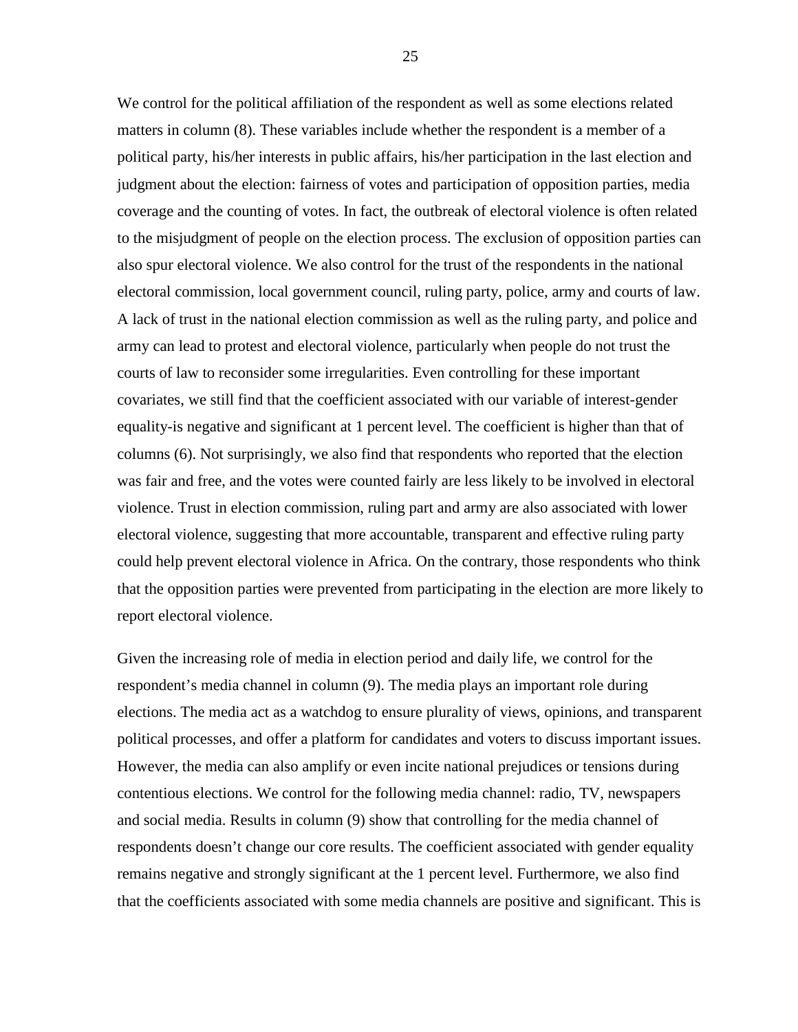We control for the political affiliation of the respondent as well as some elections related matters in column (8). These variables include whether the respondent is a member of a political party, his/her interests in public affairs, his/her participation in the last election and judgment about the election: fairness of votes and participation of opposition parties, media coverage and the counting of votes. In fact, the outbreak of electoral violence is often related to the misjudgment of people on the election process. The exclusion of opposition parties can also spur electoral violence. We also control for the trust of the respondents in the national electoral commission, local government council, ruling party, police, army and courts of law. A lack of trust in the national election commission as well as the ruling party, and police and army can lead to protest and electoral violence, particularly when people do not trust the courts of law to reconsider some irregularities. Even controlling for these important covariates, we still find that the coefficient associated with our variable of interest-gender equality-is negative and significant at 1 percent level. The coefficient is higher than that of columns (6). Not surprisingly, we also find that respondents who reported that the election was fair and free, and the votes were counted fairly are less likely to be involved in electoral violence. Trust in election commission, ruling part and army are also associated with lower electoral violence, suggesting that more accountable, transparent and effective ruling party could help prevent electoral violence in Africa. On the contrary, those respondents who think that the opposition parties were prevented from participating in the election are more likely to report electoral violence.

Given the increasing role of media in election period and daily life, we control for the respondent's media channel in column (9). The media plays an important role during elections. The media act as a watchdog to ensure plurality of views, opinions, and transparent political processes, and offer a platform for candidates and voters to discuss important issues. However, the media can also amplify or even incite national prejudices or tensions during contentious elections. We control for the following media channel: radio, TV, newspapers and social media. Results in column (9) show that controlling for the media channel of respondents doesn't change our core results. The coefficient associated with gender equality remains negative and strongly significant at the 1 percent level. Furthermore, we also find that the coefficients associated with some media channels are positive and significant. This is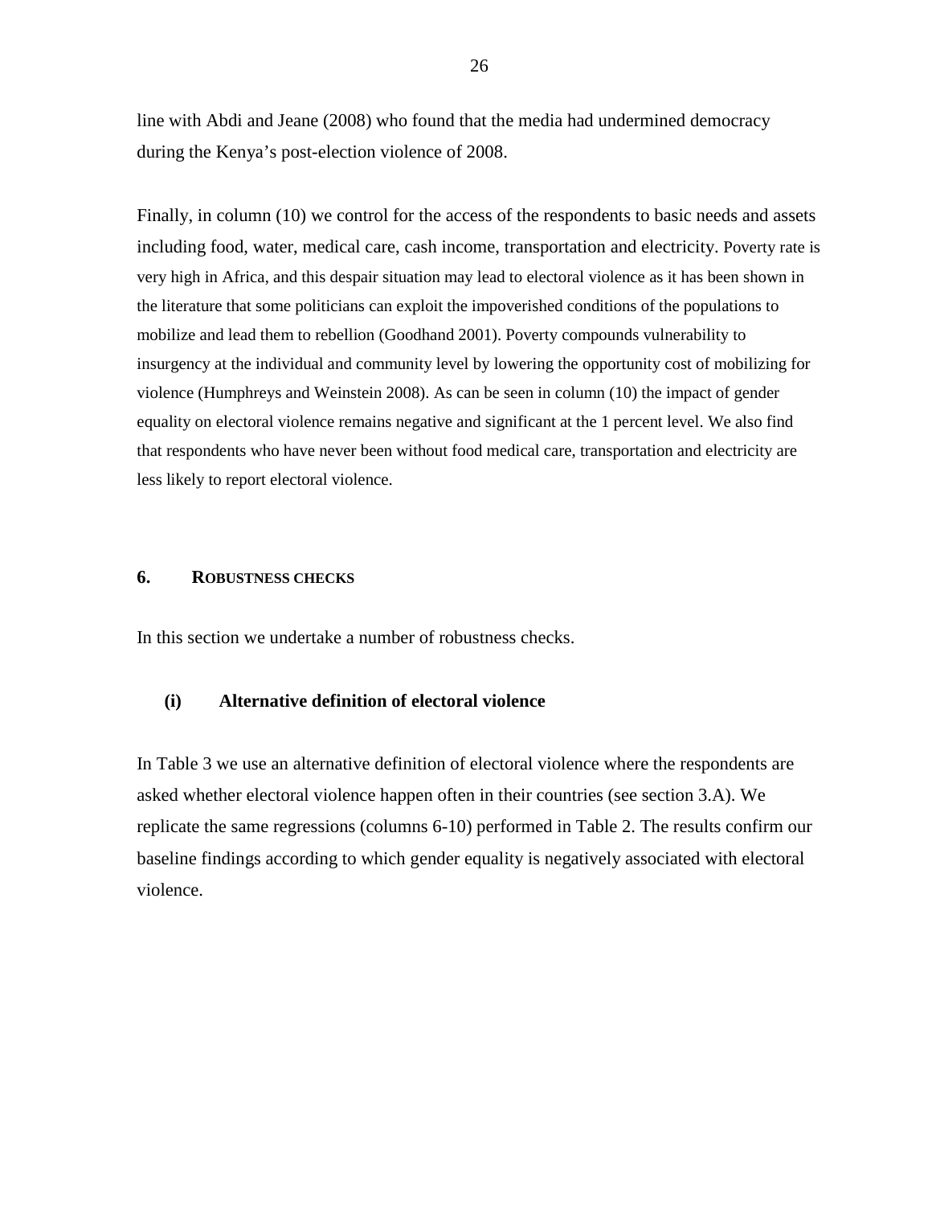line with Abdi and Jeane (2008) who found that the media had undermined democracy during the Kenya's post-election violence of 2008.

Finally, in column (10) we control for the access of the respondents to basic needs and assets including food, water, medical care, cash income, transportation and electricity. Poverty rate is very high in Africa, and this despair situation may lead to electoral violence as it has been shown in the literature that some politicians can exploit the impoverished conditions of the populations to mobilize and lead them to rebellion (Goodhand 2001). Poverty compounds vulnerability to insurgency at the individual and community level by lowering the opportunity cost of mobilizing for violence (Humphreys and Weinstein 2008). As can be seen in column (10) the impact of gender equality on electoral violence remains negative and significant at the 1 percent level. We also find that respondents who have never been without food medical care, transportation and electricity are less likely to report electoral violence.

## 6. Robustness checks

In this section we undertake a number of robustness checks.

### (i) Alternative definition of electoral violence

In Table 3 we use an alternative definition of electoral violence where the respondents are asked whether electoral violence happen often in their countries (see section 3.A). We replicate the same regressions (columns 6-10) performed in Table 2. The results confirm our baseline findings according to which gender equality is negatively associated with electoral violence.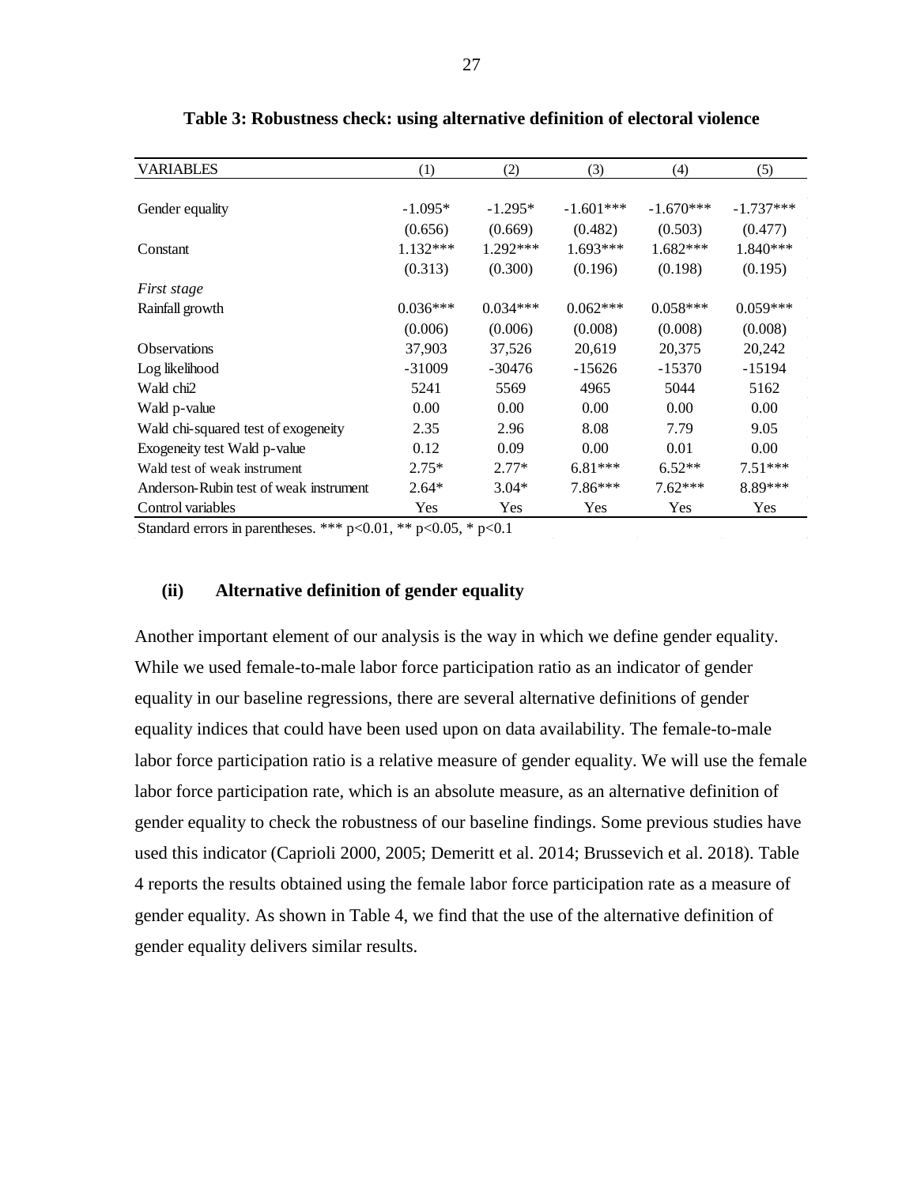**Table 3: Robustness check: using alternative definition of electoral violence**

| VARIABLES | (1) | (2) | (3) | (4) | (5) |
|---|---|---|---|---|---|
| Gender equality | -1.095* | -1.295* | -1.601*** | -1.670*** | -1.737*** |
| | (0.656) | (0.669) | (0.482) | (0.503) | (0.477) |
| Constant | 1.132*** | 1.292*** | 1.693*** | 1.682*** | 1.840*** |
| | (0.313) | (0.300) | (0.196) | (0.198) | (0.195) |
| *First stage* | | | | | |
| Rainfall growth | 0.036*** | 0.034*** | 0.062*** | 0.058*** | 0.059*** |
| | (0.006) | (0.006) | (0.008) | (0.008) | (0.008) |
| Observations | 37,903 | 37,526 | 20,619 | 20,375 | 20,242 |
| Log likelihood | -31009 | -30476 | -15626 | -15370 | -15194 |
| Wald chi2 | 5241 | 5569 | 4965 | 5044 | 5162 |
| Wald p-value | 0.00 | 0.00 | 0.00 | 0.00 | 0.00 |
| Wald chi-squared test of exogeneity | 2.35 | 2.96 | 8.08 | 7.79 | 9.05 |
| Exogeneity test Wald p-value | 0.12 | 0.09 | 0.00 | 0.01 | 0.00 |
| Wald test of weak instrument | 2.75* | 2.77* | 6.81*** | 6.52** | 7.51*** |
| Anderson-Rubin test of weak instrument | 2.64* | 3.04* | 7.86*** | 7.62*** | 8.89*** |
| Control variables | Yes | Yes | Yes | Yes | Yes |

Standard errors in parentheses. *** p<0.01, ** p<0.05, * p<0.1

### (ii) Alternative definition of gender equality

Another important element of our analysis is the way in which we define gender equality. While we used female-to-male labor force participation ratio as an indicator of gender equality in our baseline regressions, there are several alternative definitions of gender equality indices that could have been used upon on data availability. The female-to-male labor force participation ratio is a relative measure of gender equality. We will use the female labor force participation rate, which is an absolute measure, as an alternative definition of gender equality to check the robustness of our baseline findings. Some previous studies have used this indicator (Caprioli 2000, 2005; Demeritt et al. 2014; Brussevich et al. 2018). Table 4 reports the results obtained using the female labor force participation rate as a measure of gender equality. As shown in Table 4, we find that the use of the alternative definition of gender equality delivers similar results.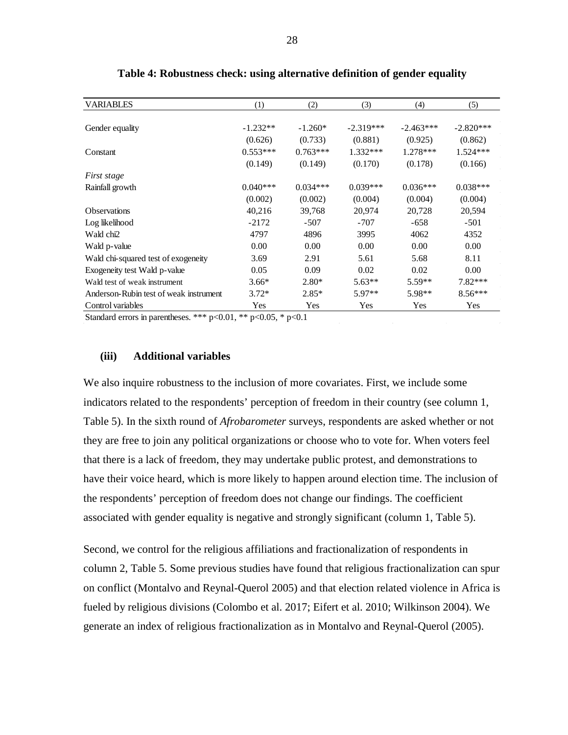**Table 4: Robustness check: using alternative definition of gender equality**

| VARIABLES | (1) | (2) | (3) | (4) | (5) |
|---|---|---|---|---|---|
| Gender equality | -1.232** | -1.260* | -2.319*** | -2.463*** | -2.820*** |
| | (0.626) | (0.733) | (0.881) | (0.925) | (0.862) |
| Constant | 0.553*** | 0.763*** | 1.332*** | 1.278*** | 1.524*** |
| | (0.149) | (0.149) | (0.170) | (0.178) | (0.166) |
| *First stage* | | | | | |
| Rainfall growth | 0.040*** | 0.034*** | 0.039*** | 0.036*** | 0.038*** |
| | (0.002) | (0.002) | (0.004) | (0.004) | (0.004) |
| Observations | 40,216 | 39,768 | 20,974 | 20,728 | 20,594 |
| Log likelihood | -2172 | -507 | -707 | -658 | -501 |
| Wald chi2 | 4797 | 4896 | 3995 | 4062 | 4352 |
| Wald p-value | 0.00 | 0.00 | 0.00 | 0.00 | 0.00 |
| Wald chi-squared test of exogeneity | 3.69 | 2.91 | 5.61 | 5.68 | 8.11 |
| Exogeneity test Wald p-value | 0.05 | 0.09 | 0.02 | 0.02 | 0.00 |
| Wald test of weak instrument | 3.66* | 2.80* | 5.63** | 5.59** | 7.82*** |
| Anderson-Rubin test of weak instrument | 3.72* | 2.85* | 5.97** | 5.98** | 8.56*** |
| Control variables | Yes | Yes | Yes | Yes | Yes |

Standard errors in parentheses. *** p<0.01, ** p<0.05, * p<0.1

### (iii) Additional variables

We also inquire robustness to the inclusion of more covariates. First, we include some indicators related to the respondents' perception of freedom in their country (see column 1, Table 5). In the sixth round of *Afrobarometer* surveys, respondents are asked whether or not they are free to join any political organizations or choose who to vote for. When voters feel that there is a lack of freedom, they may undertake public protest, and demonstrations to have their voice heard, which is more likely to happen around election time. The inclusion of the respondents' perception of freedom does not change our findings. The coefficient associated with gender equality is negative and strongly significant (column 1, Table 5).

Second, we control for the religious affiliations and fractionalization of respondents in column 2, Table 5. Some previous studies have found that religious fractionalization can spur on conflict (Montalvo and Reynal-Querol 2005) and that election related violence in Africa is fueled by religious divisions (Colombo et al. 2017; Eifert et al. 2010; Wilkinson 2004). We generate an index of religious fractionalization as in Montalvo and Reynal-Querol (2005).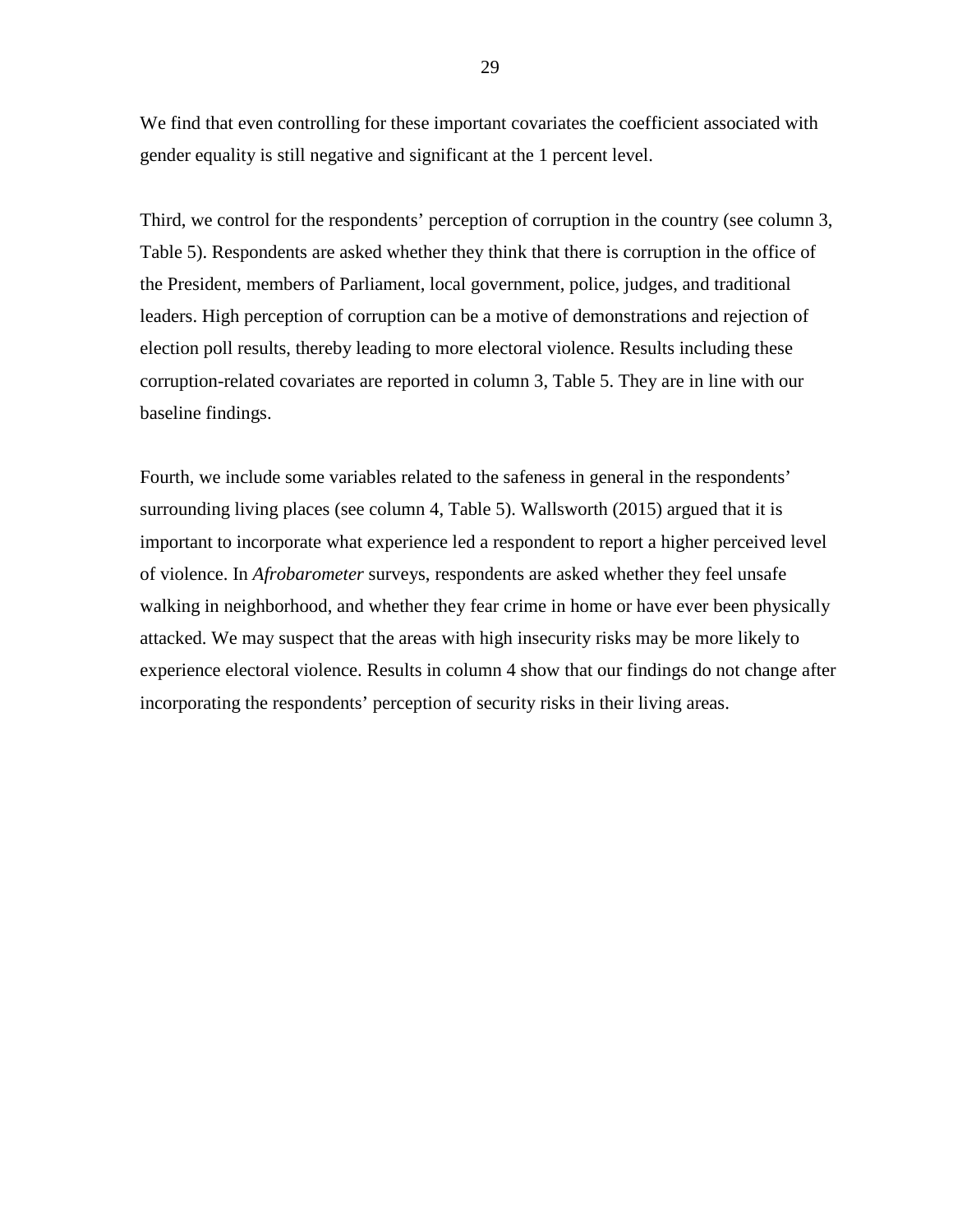We find that even controlling for these important covariates the coefficient associated with gender equality is still negative and significant at the 1 percent level.

Third, we control for the respondents' perception of corruption in the country (see column 3, Table 5). Respondents are asked whether they think that there is corruption in the office of the President, members of Parliament, local government, police, judges, and traditional leaders. High perception of corruption can be a motive of demonstrations and rejection of election poll results, thereby leading to more electoral violence. Results including these corruption-related covariates are reported in column 3, Table 5. They are in line with our baseline findings.

Fourth, we include some variables related to the safeness in general in the respondents' surrounding living places (see column 4, Table 5). Wallsworth (2015) argued that it is important to incorporate what experience led a respondent to report a higher perceived level of violence. In *Afrobarometer* surveys, respondents are asked whether they feel unsafe walking in neighborhood, and whether they fear crime in home or have ever been physically attacked. We may suspect that the areas with high insecurity risks may be more likely to experience electoral violence. Results in column 4 show that our findings do not change after incorporating the respondents' perception of security risks in their living areas.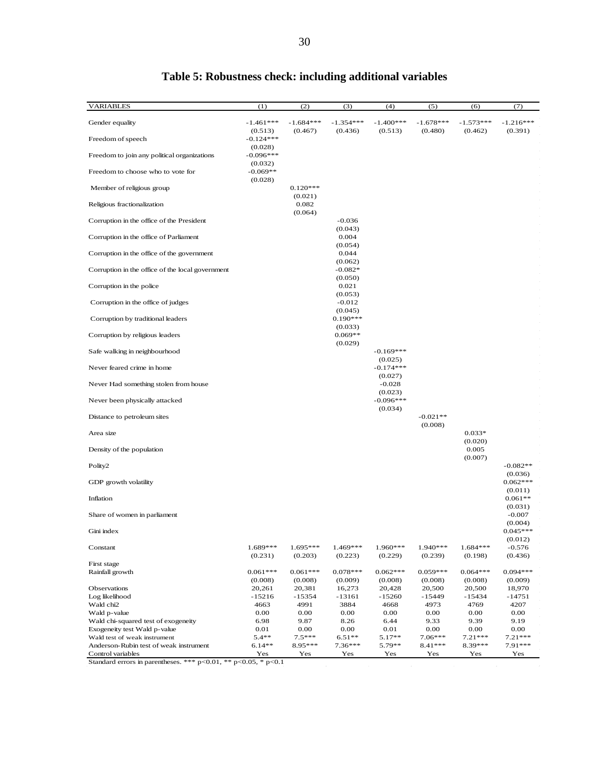# Table 5: Robustness check: including additional variables

| VARIABLES | (1) | (2) | (3) | (4) | (5) | (6) | (7) |
|---|---|---|---|---|---|---|---|
| Gender equality | -1.461*** | -1.684*** | -1.354*** | -1.400*** | -1.678*** | -1.573*** | -1.216*** |
| | (0.513) | (0.467) | (0.436) | (0.513) | (0.480) | (0.462) | (0.391) |
| Freedom of speech | -0.124*** | | | | | | |
| | (0.028) | | | | | | |
| Freedom to join any political organizations | -0.096*** | | | | | | |
| | (0.032) | | | | | | |
| Freedom to choose who to vote for | -0.069** | | | | | | |
| | (0.028) | | | | | | |
| Member of religious group | | 0.120*** | | | | | |
| | | (0.021) | | | | | |
| Religious fractionalization | | 0.082 | | | | | |
| | | (0.064) | | | | | |
| Corruption in the office of the President | | | -0.036 | | | | |
| | | | (0.043) | | | | |
| Corruption in the office of Parliament | | | 0.004 | | | | |
| | | | (0.054) | | | | |
| Corruption in the office of the government | | | 0.044 | | | | |
| | | | (0.062) | | | | |
| Corruption in the office of the local government | | | -0.082* | | | | |
| | | | (0.050) | | | | |
| Corruption in the police | | | 0.021 | | | | |
| | | | (0.053) | | | | |
| Corruption in the office of judges | | | -0.012 | | | | |
| | | | (0.045) | | | | |
| Corruption by traditional leaders | | | 0.190*** | | | | |
| | | | (0.033) | | | | |
| Corruption by religious leaders | | | 0.069** | | | | |
| | | | (0.029) | | | | |
| Safe walking in neighbourhood | | | | -0.169*** | | | |
| | | | | (0.025) | | | |
| Never feared crime in home | | | | -0.174*** | | | |
| | | | | (0.027) | | | |
| Never Had something stolen from house | | | | -0.028 | | | |
| | | | | (0.023) | | | |
| Never been physically attacked | | | | -0.096*** | | | |
| | | | | (0.034) | | | |
| Distance to petroleum sites | | | | | -0.021** | | |
| | | | | | (0.008) | | |
| Area size | | | | | | 0.033* | |
| | | | | | | (0.020) | |
| Density of the population | | | | | | 0.005 | |
| | | | | | | (0.007) | |
| Polity2 | | | | | | | -0.082** |
| | | | | | | | (0.036) |
| GDP growth volatility | | | | | | | 0.062*** |
| | | | | | | | (0.011) |
| Inflation | | | | | | | 0.061** |
| | | | | | | | (0.031) |
| Share of women in parliament | | | | | | | -0.007 |
| | | | | | | | (0.004) |
| Gini index | | | | | | | 0.045*** |
| | | | | | | | (0.012) |
| Constant | 1.689*** | 1.695*** | 1.469*** | 1.960*** | 1.940*** | 1.684*** | -0.576 |
| | (0.231) | (0.203) | (0.223) | (0.229) | (0.239) | (0.198) | (0.436) |
| First stage | | | | | | | |
| Rainfall growth | 0.061*** | 0.061*** | 0.078*** | 0.062*** | 0.059*** | 0.064*** | 0.094*** |
| | (0.008) | (0.008) | (0.009) | (0.008) | (0.008) | (0.008) | (0.009) |
| Observations | 20,261 | 20,381 | 16,273 | 20,428 | 20,500 | 20,500 | 18,970 |
| Log likelihood | -15216 | -15354 | -13161 | -15260 | -15449 | -15434 | -14751 |
| Wald chi2 | 4663 | 4991 | 3884 | 4668 | 4973 | 4769 | 4207 |
| Wald p-value | 0.00 | 0.00 | 0.00 | 0.00 | 0.00 | 0.00 | 0.00 |
| Wald chi-squared test of exogeneity | 6.98 | 9.87 | 8.26 | 6.44 | 9.33 | 9.39 | 9.19 |
| Exogeneity test Wald p-value | 0.01 | 0.00 | 0.00 | 0.01 | 0.00 | 0.00 | 0.00 |
| Wald test of weak instrument | 5.4** | 7.5*** | 6.51** | 5.17** | 7.06*** | 7.21*** | 7.21*** |
| Anderson-Rubin test of weak instrument | 6.14** | 8.95*** | 7.36*** | 5.79** | 8.41*** | 8.39*** | 7.91*** |
| Control variables | Yes | Yes | Yes | Yes | Yes | Yes | Yes |

Standard errors in parentheses. *** p<0.01, ** p<0.05, * p<0.1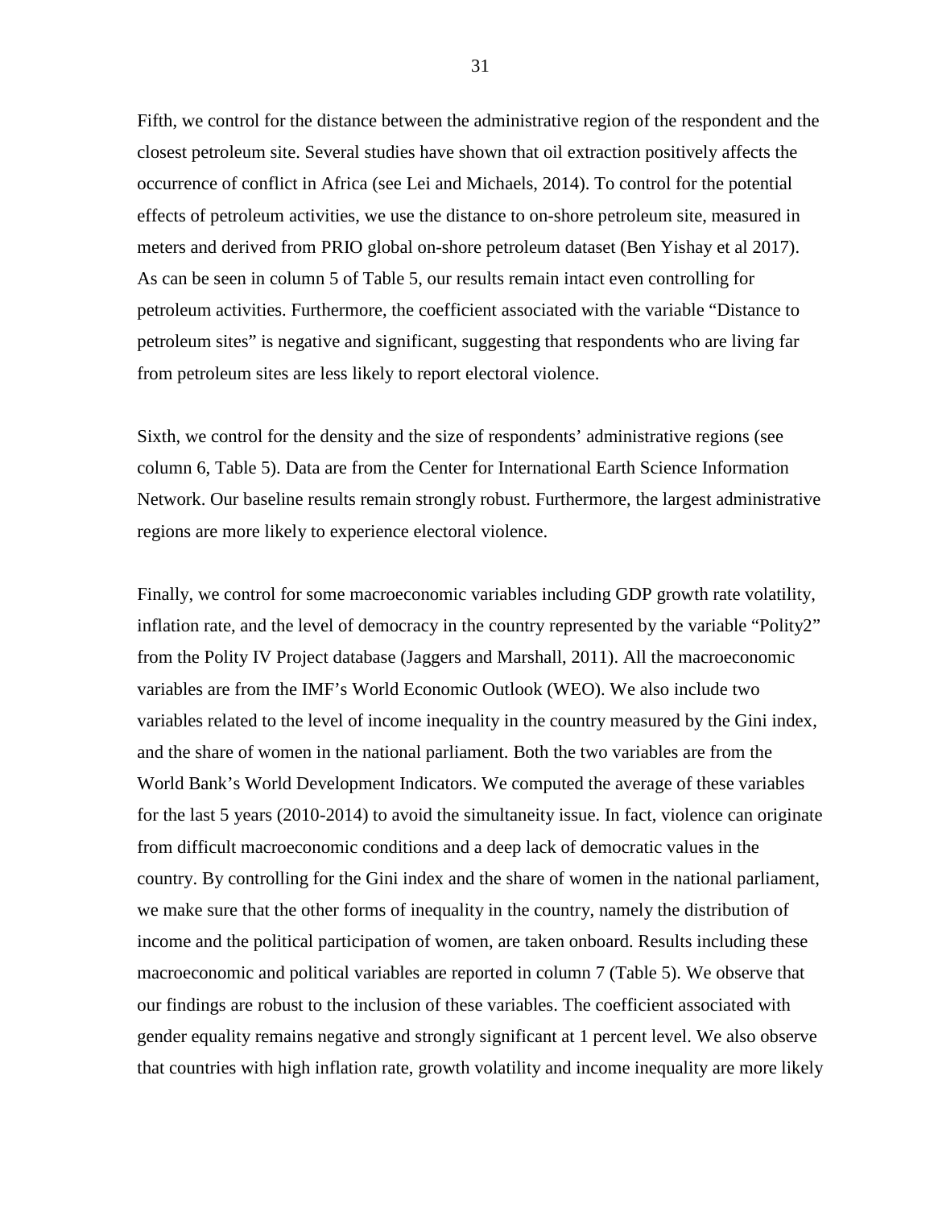Fifth, we control for the distance between the administrative region of the respondent and the closest petroleum site. Several studies have shown that oil extraction positively affects the occurrence of conflict in Africa (see Lei and Michaels, 2014). To control for the potential effects of petroleum activities, we use the distance to on-shore petroleum site, measured in meters and derived from PRIO global on-shore petroleum dataset (Ben Yishay et al 2017). As can be seen in column 5 of Table 5, our results remain intact even controlling for petroleum activities. Furthermore, the coefficient associated with the variable “Distance to petroleum sites” is negative and significant, suggesting that respondents who are living far from petroleum sites are less likely to report electoral violence.

Sixth, we control for the density and the size of respondents’ administrative regions (see column 6, Table 5). Data are from the Center for International Earth Science Information Network. Our baseline results remain strongly robust. Furthermore, the largest administrative regions are more likely to experience electoral violence.

Finally, we control for some macroeconomic variables including GDP growth rate volatility, inflation rate, and the level of democracy in the country represented by the variable “Polity2” from the Polity IV Project database (Jaggers and Marshall, 2011). All the macroeconomic variables are from the IMF’s World Economic Outlook (WEO). We also include two variables related to the level of income inequality in the country measured by the Gini index, and the share of women in the national parliament. Both the two variables are from the World Bank’s World Development Indicators. We computed the average of these variables for the last 5 years (2010-2014) to avoid the simultaneity issue. In fact, violence can originate from difficult macroeconomic conditions and a deep lack of democratic values in the country. By controlling for the Gini index and the share of women in the national parliament, we make sure that the other forms of inequality in the country, namely the distribution of income and the political participation of women, are taken onboard. Results including these macroeconomic and political variables are reported in column 7 (Table 5). We observe that our findings are robust to the inclusion of these variables. The coefficient associated with gender equality remains negative and strongly significant at 1 percent level. We also observe that countries with high inflation rate, growth volatility and income inequality are more likely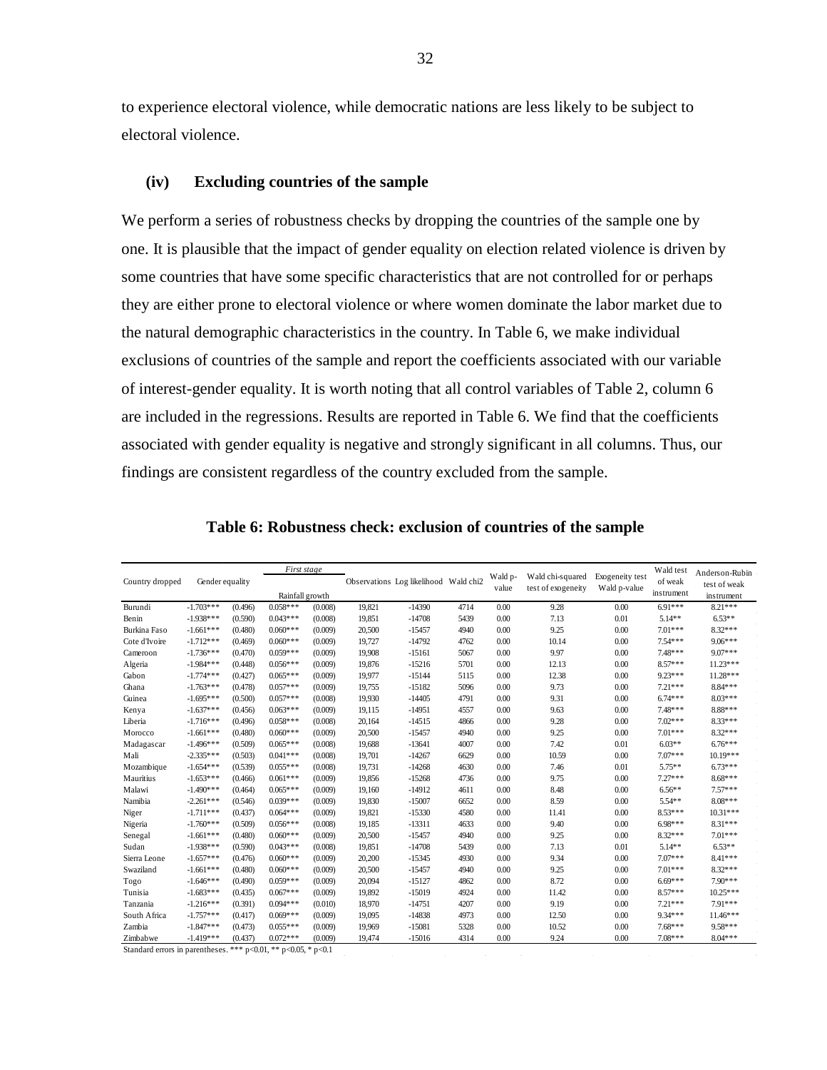to experience electoral violence, while democratic nations are less likely to be subject to electoral violence.

### (iv) Excluding countries of the sample

We perform a series of robustness checks by dropping the countries of the sample one by one. It is plausible that the impact of gender equality on election related violence is driven by some countries that have some specific characteristics that are not controlled for or perhaps they are either prone to electoral violence or where women dominate the labor market due to the natural demographic characteristics in the country. In Table 6, we make individual exclusions of countries of the sample and report the coefficients associated with our variable of interest-gender equality. It is worth noting that all control variables of Table 2, column 6 are included in the regressions. Results are reported in Table 6. We find that the coefficients associated with gender equality is negative and strongly significant in all columns. Thus, our findings are consistent regardless of the country excluded from the sample.

**Table 6: Robustness check: exclusion of countries of the sample**

| Country dropped | Gender equality | | *First stage* Rainfall growth | | Observations | Log likelihood | Wald chi2 | Wald p-value | Wald chi-squared test of exogeneity | Exogeneity test Wald p-value | Wald test of weak instrument | Anderson-Rubin test of weak instrument |
|---|---|---|---|---|---|---|---|---|---|---|---|---|
| Burundi | -1.703*** | (0.496) | 0.058*** | (0.008) | 19,821 | -14390 | 4714 | 0.00 | 9.28 | 0.00 | 6.91*** | 8.21*** |
| Benin | -1.938*** | (0.590) | 0.043*** | (0.008) | 19,851 | -14708 | 5439 | 0.00 | 7.13 | 0.01 | 5.14** | 6.53** |
| Burkina Faso | -1.661*** | (0.480) | 0.060*** | (0.009) | 20,500 | -15457 | 4940 | 0.00 | 9.25 | 0.00 | 7.01*** | 8.32*** |
| Cote d'Ivoire | -1.712*** | (0.469) | 0.060*** | (0.009) | 19,727 | -14792 | 4762 | 0.00 | 10.14 | 0.00 | 7.54*** | 9.06*** |
| Cameroon | -1.736*** | (0.470) | 0.059*** | (0.009) | 19,908 | -15161 | 5067 | 0.00 | 9.97 | 0.00 | 7.48*** | 9.07*** |
| Algeria | -1.984*** | (0.448) | 0.056*** | (0.009) | 19,876 | -15216 | 5701 | 0.00 | 12.13 | 0.00 | 8.57*** | 11.23*** |
| Gabon | -1.774*** | (0.427) | 0.065*** | (0.009) | 19,977 | -15144 | 5115 | 0.00 | 12.38 | 0.00 | 9.23*** | 11.28*** |
| Ghana | -1.763*** | (0.478) | 0.057*** | (0.009) | 19,755 | -15182 | 5096 | 0.00 | 9.73 | 0.00 | 7.21*** | 8.84*** |
| Guinea | -1.695*** | (0.500) | 0.057*** | (0.008) | 19,930 | -14405 | 4791 | 0.00 | 9.31 | 0.00 | 6.74*** | 8.03*** |
| Kenya | -1.637*** | (0.456) | 0.063*** | (0.009) | 19,115 | -14951 | 4557 | 0.00 | 9.63 | 0.00 | 7.48*** | 8.88*** |
| Liberia | -1.716*** | (0.496) | 0.058*** | (0.008) | 20,164 | -14515 | 4866 | 0.00 | 9.28 | 0.00 | 7.02*** | 8.33*** |
| Morocco | -1.661*** | (0.480) | 0.060*** | (0.009) | 20,500 | -15457 | 4940 | 0.00 | 9.25 | 0.00 | 7.01*** | 8.32*** |
| Madagascar | -1.496*** | (0.509) | 0.065*** | (0.008) | 19,688 | -13641 | 4007 | 0.00 | 7.42 | 0.01 | 6.03** | 6.76*** |
| Mali | -2.335*** | (0.503) | 0.041*** | (0.008) | 19,701 | -14267 | 6629 | 0.00 | 10.59 | 0.00 | 7.07*** | 10.19*** |
| Mozambique | -1.654*** | (0.539) | 0.055*** | (0.008) | 19,731 | -14268 | 4630 | 0.00 | 7.46 | 0.01 | 5.75** | 6.73*** |
| Mauritius | -1.653*** | (0.466) | 0.061*** | (0.009) | 19,856 | -15268 | 4736 | 0.00 | 9.75 | 0.00 | 7.27*** | 8.68*** |
| Malawi | -1.490*** | (0.464) | 0.065*** | (0.009) | 19,160 | -14912 | 4611 | 0.00 | 8.48 | 0.00 | 6.56** | 7.57*** |
| Namibia | -2.261*** | (0.546) | 0.039*** | (0.009) | 19,830 | -15007 | 6652 | 0.00 | 8.59 | 0.00 | 5.54** | 8.08*** |
| Niger | -1.711*** | (0.437) | 0.064*** | (0.009) | 19,821 | -15330 | 4580 | 0.00 | 11.41 | 0.00 | 8.53*** | 10.31*** |
| Nigeria | -1.760*** | (0.509) | 0.056*** | (0.008) | 19,185 | -13311 | 4633 | 0.00 | 9.40 | 0.00 | 6.98*** | 8.31*** |
| Senegal | -1.661*** | (0.480) | 0.060*** | (0.009) | 20,500 | -15457 | 4940 | 0.00 | 9.25 | 0.00 | 8.32*** | 7.01*** |
| Sudan | -1.938*** | (0.590) | 0.043*** | (0.008) | 19,851 | -14708 | 5439 | 0.00 | 7.13 | 0.01 | 5.14** | 6.53** |
| Sierra Leone | -1.657*** | (0.476) | 0.060*** | (0.009) | 20,200 | -15345 | 4930 | 0.00 | 9.34 | 0.00 | 7.07*** | 8.41*** |
| Swaziland | -1.661*** | (0.480) | 0.060*** | (0.009) | 20,500 | -15457 | 4940 | 0.00 | 9.25 | 0.00 | 7.01*** | 8.32*** |
| Togo | -1.646*** | (0.490) | 0.059*** | (0.009) | 20,094 | -15127 | 4862 | 0.00 | 8.72 | 0.00 | 6.69*** | 7.90*** |
| Tunisia | -1.683*** | (0.435) | 0.067*** | (0.009) | 19,892 | -15019 | 4924 | 0.00 | 11.42 | 0.00 | 8.57*** | 10.25*** |
| Tanzania | -1.216*** | (0.391) | 0.094*** | (0.010) | 18,970 | -14751 | 4207 | 0.00 | 9.19 | 0.00 | 7.21*** | 7.91*** |
| South Africa | -1.757*** | (0.417) | 0.069*** | (0.009) | 19,095 | -14838 | 4973 | 0.00 | 12.50 | 0.00 | 9.34*** | 11.46*** |
| Zambia | -1.847*** | (0.473) | 0.055*** | (0.009) | 19,969 | -15081 | 5328 | 0.00 | 10.52 | 0.00 | 7.68*** | 9.58*** |
| Zimbabwe | -1.419*** | (0.437) | 0.072*** | (0.009) | 19,474 | -15016 | 4314 | 0.00 | 9.24 | 0.00 | 7.08*** | 8.04*** |

Standard errors in parentheses. *** p<0.01, ** p<0.05, * p<0.1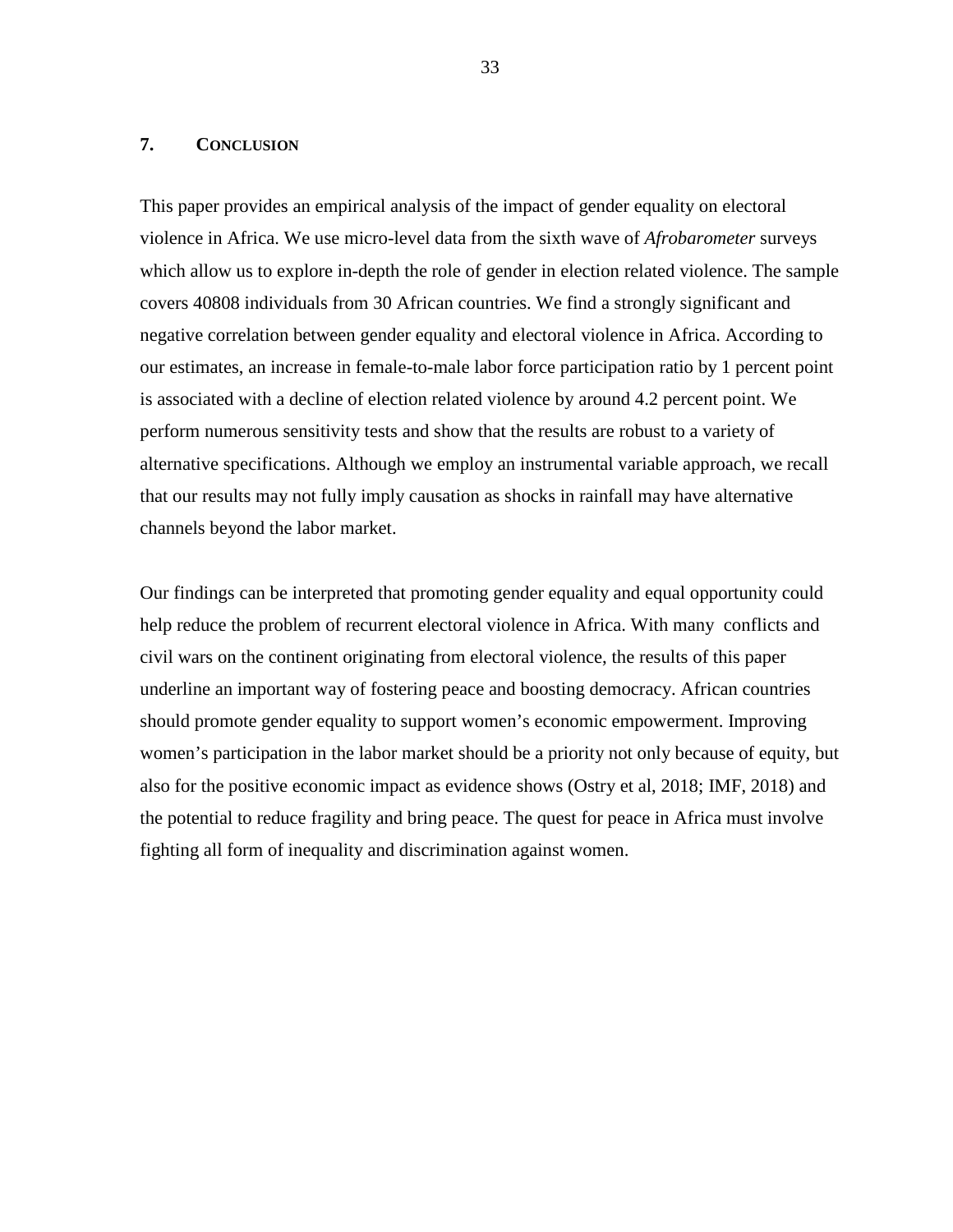## 7. Conclusion

This paper provides an empirical analysis of the impact of gender equality on electoral violence in Africa. We use micro-level data from the sixth wave of *Afrobarometer* surveys which allow us to explore in-depth the role of gender in election related violence. The sample covers 40808 individuals from 30 African countries. We find a strongly significant and negative correlation between gender equality and electoral violence in Africa. According to our estimates, an increase in female-to-male labor force participation ratio by 1 percent point is associated with a decline of election related violence by around 4.2 percent point. We perform numerous sensitivity tests and show that the results are robust to a variety of alternative specifications. Although we employ an instrumental variable approach, we recall that our results may not fully imply causation as shocks in rainfall may have alternative channels beyond the labor market.

Our findings can be interpreted that promoting gender equality and equal opportunity could help reduce the problem of recurrent electoral violence in Africa. With many conflicts and civil wars on the continent originating from electoral violence, the results of this paper underline an important way of fostering peace and boosting democracy. African countries should promote gender equality to support women's economic empowerment. Improving women's participation in the labor market should be a priority not only because of equity, but also for the positive economic impact as evidence shows (Ostry et al, 2018; IMF, 2018) and the potential to reduce fragility and bring peace. The quest for peace in Africa must involve fighting all form of inequality and discrimination against women.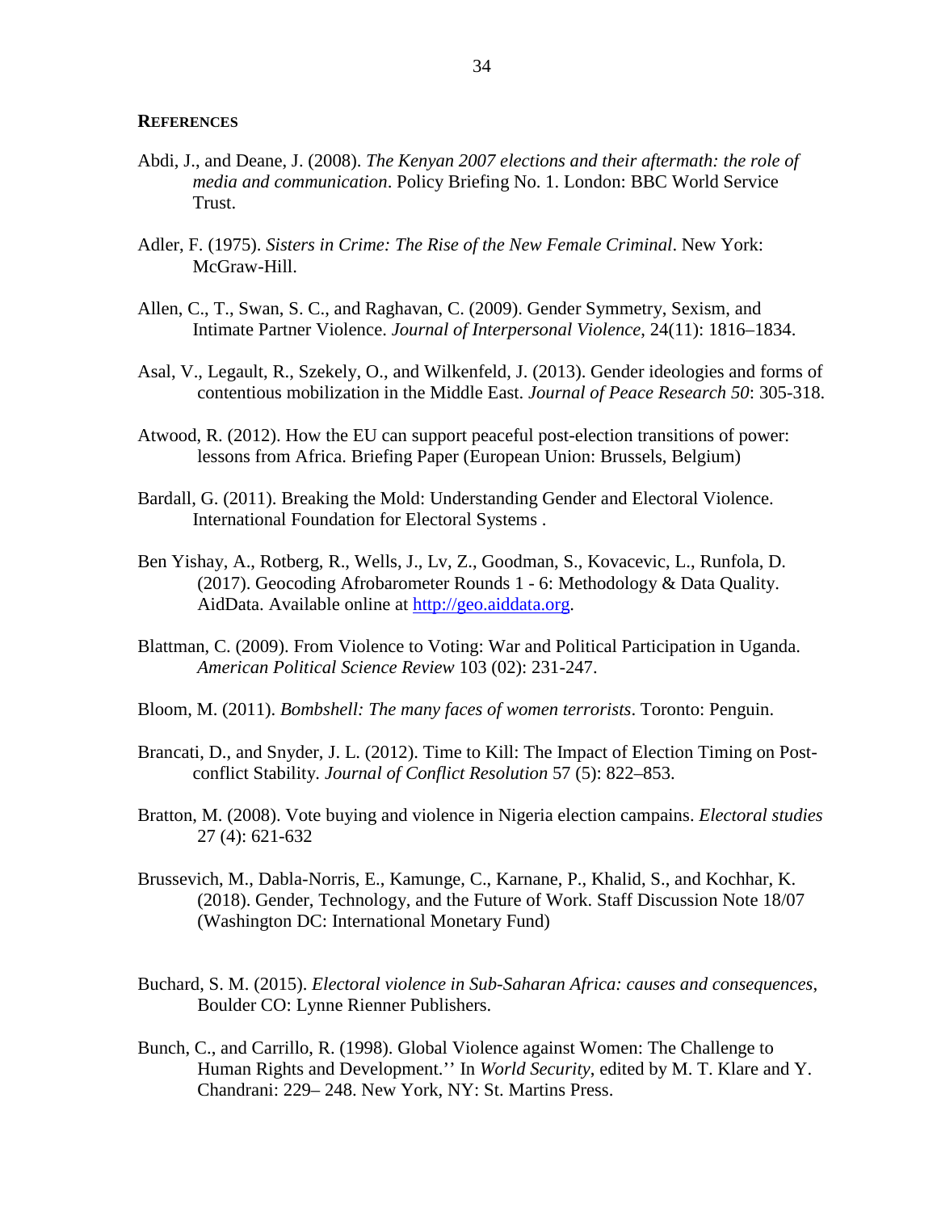## References

Abdi, J., and Deane, J. (2008). *The Kenyan 2007 elections and their aftermath: the role of media and communication*. Policy Briefing No. 1. London: BBC World Service Trust.

Adler, F. (1975). *Sisters in Crime: The Rise of the New Female Criminal*. New York: McGraw-Hill.

Allen, C., T., Swan, S. C., and Raghavan, C. (2009). Gender Symmetry, Sexism, and Intimate Partner Violence. *Journal of Interpersonal Violence*, 24(11): 1816–1834.

Asal, V., Legault, R., Szekely, O., and Wilkenfeld, J. (2013). Gender ideologies and forms of contentious mobilization in the Middle East. *Journal of Peace Research 50*: 305-318.

Atwood, R. (2012). How the EU can support peaceful post-election transitions of power: lessons from Africa. Briefing Paper (European Union: Brussels, Belgium)

Bardall, G. (2011). Breaking the Mold: Understanding Gender and Electoral Violence. International Foundation for Electoral Systems .

Ben Yishay, A., Rotberg, R., Wells, J., Lv, Z., Goodman, S., Kovacevic, L., Runfola, D. (2017). Geocoding Afrobarometer Rounds 1 - 6: Methodology & Data Quality. AidData. Available online at http://geo.aiddata.org.

Blattman, C. (2009). From Violence to Voting: War and Political Participation in Uganda. *American Political Science Review* 103 (02): 231-247.

Bloom, M. (2011). *Bombshell: The many faces of women terrorists*. Toronto: Penguin.

Brancati, D., and Snyder, J. L. (2012). Time to Kill: The Impact of Election Timing on Post-conflict Stability. *Journal of Conflict Resolution* 57 (5): 822–853.

Bratton, M. (2008). Vote buying and violence in Nigeria election campains. *Electoral studies* 27 (4): 621-632

Brussevich, M., Dabla-Norris, E., Kamunge, C., Karnane, P., Khalid, S., and Kochhar, K. (2018). Gender, Technology, and the Future of Work. Staff Discussion Note 18/07 (Washington DC: International Monetary Fund)

Buchard, S. M. (2015). *Electoral violence in Sub-Saharan Africa: causes and consequences*, Boulder CO: Lynne Rienner Publishers.

Bunch, C., and Carrillo, R. (1998). Global Violence against Women: The Challenge to Human Rights and Development.'' In *World Security*, edited by M. T. Klare and Y. Chandrani: 229– 248. New York, NY: St. Martins Press.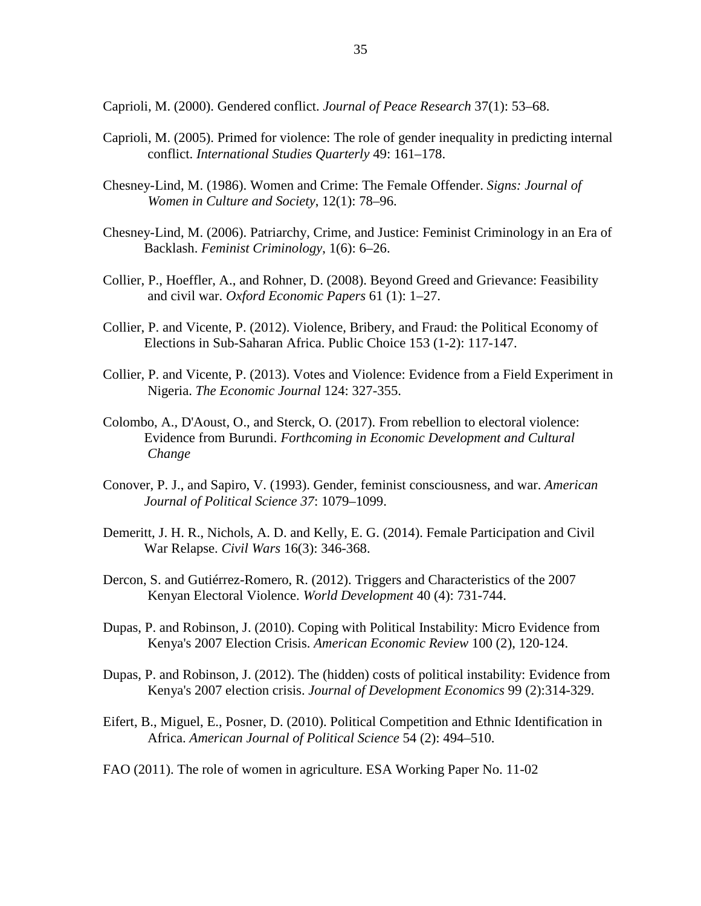Caprioli, M. (2000). Gendered conflict. *Journal of Peace Research* 37(1): 53–68.

Caprioli, M. (2005). Primed for violence: The role of gender inequality in predicting internal conflict. *International Studies Quarterly* 49: 161–178.

Chesney-Lind, M. (1986). Women and Crime: The Female Offender. *Signs: Journal of Women in Culture and Society*, 12(1): 78–96.

Chesney-Lind, M. (2006). Patriarchy, Crime, and Justice: Feminist Criminology in an Era of Backlash. *Feminist Criminology*, 1(6): 6–26.

Collier, P., Hoeffler, A., and Rohner, D. (2008). Beyond Greed and Grievance: Feasibility and civil war. *Oxford Economic Papers* 61 (1): 1–27.

Collier, P. and Vicente, P. (2012). Violence, Bribery, and Fraud: the Political Economy of Elections in Sub-Saharan Africa. Public Choice 153 (1-2): 117-147.

Collier, P. and Vicente, P. (2013). Votes and Violence: Evidence from a Field Experiment in Nigeria. *The Economic Journal* 124: 327-355.

Colombo, A., D'Aoust, O., and Sterck, O. (2017). From rebellion to electoral violence: Evidence from Burundi. *Forthcoming in Economic Development and Cultural Change*

Conover, P. J., and Sapiro, V. (1993). Gender, feminist consciousness, and war. *American Journal of Political Science 37*: 1079–1099.

Demeritt, J. H. R., Nichols, A. D. and Kelly, E. G. (2014). Female Participation and Civil War Relapse. *Civil Wars* 16(3): 346-368.

Dercon, S. and Gutiérrez-Romero, R. (2012). Triggers and Characteristics of the 2007 Kenyan Electoral Violence. *World Development* 40 (4): 731-744.

Dupas, P. and Robinson, J. (2010). Coping with Political Instability: Micro Evidence from Kenya's 2007 Election Crisis. *American Economic Review* 100 (2), 120-124.

Dupas, P. and Robinson, J. (2012). The (hidden) costs of political instability: Evidence from Kenya's 2007 election crisis. *Journal of Development Economics* 99 (2):314-329.

Eifert, B., Miguel, E., Posner, D. (2010). Political Competition and Ethnic Identification in Africa. *American Journal of Political Science* 54 (2): 494–510.

FAO (2011). The role of women in agriculture. ESA Working Paper No. 11-02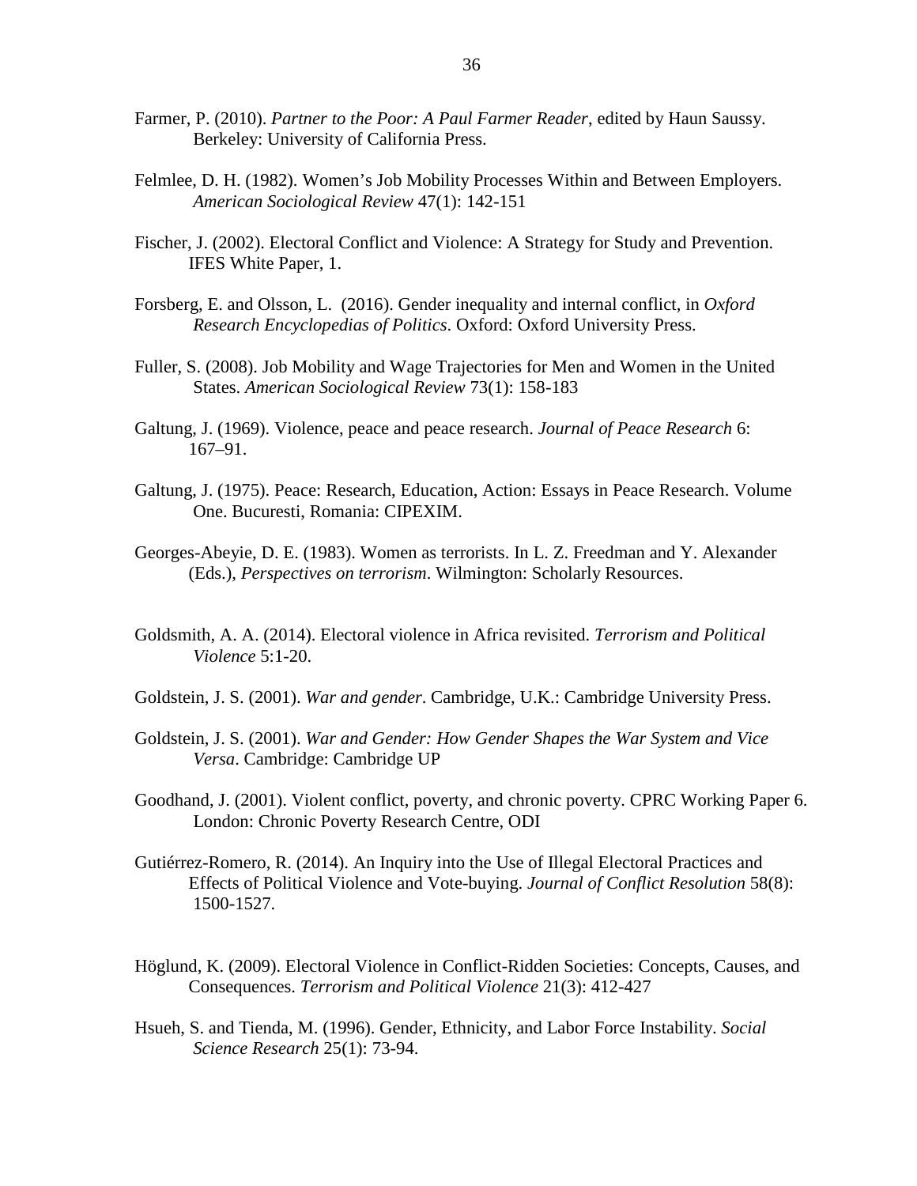Farmer, P. (2010). *Partner to the Poor: A Paul Farmer Reader*, edited by Haun Saussy. Berkeley: University of California Press.

Felmlee, D. H. (1982). Women's Job Mobility Processes Within and Between Employers. *American Sociological Review* 47(1): 142-151

Fischer, J. (2002). Electoral Conflict and Violence: A Strategy for Study and Prevention. IFES White Paper, 1.

Forsberg, E. and Olsson, L. (2016). Gender inequality and internal conflict, in *Oxford Research Encyclopedias of Politics*. Oxford: Oxford University Press.

Fuller, S. (2008). Job Mobility and Wage Trajectories for Men and Women in the United States. *American Sociological Review* 73(1): 158-183

Galtung, J. (1969). Violence, peace and peace research. *Journal of Peace Research* 6: 167–91.

Galtung, J. (1975). Peace: Research, Education, Action: Essays in Peace Research. Volume One. Bucuresti, Romania: CIPEXIM.

Georges-Abeyie, D. E. (1983). Women as terrorists. In L. Z. Freedman and Y. Alexander (Eds.), *Perspectives on terrorism*. Wilmington: Scholarly Resources.

Goldsmith, A. A. (2014). Electoral violence in Africa revisited. *Terrorism and Political Violence* 5:1-20.

Goldstein, J. S. (2001). *War and gender*. Cambridge, U.K.: Cambridge University Press.

Goldstein, J. S. (2001). *War and Gender: How Gender Shapes the War System and Vice Versa*. Cambridge: Cambridge UP

Goodhand, J. (2001). Violent conflict, poverty, and chronic poverty. CPRC Working Paper 6. London: Chronic Poverty Research Centre, ODI

Gutiérrez-Romero, R. (2014). An Inquiry into the Use of Illegal Electoral Practices and Effects of Political Violence and Vote-buying. *Journal of Conflict Resolution* 58(8): 1500-1527.

Höglund, K. (2009). Electoral Violence in Conflict-Ridden Societies: Concepts, Causes, and Consequences. *Terrorism and Political Violence* 21(3): 412-427

Hsueh, S. and Tienda, M. (1996). Gender, Ethnicity, and Labor Force Instability. *Social Science Research* 25(1): 73-94.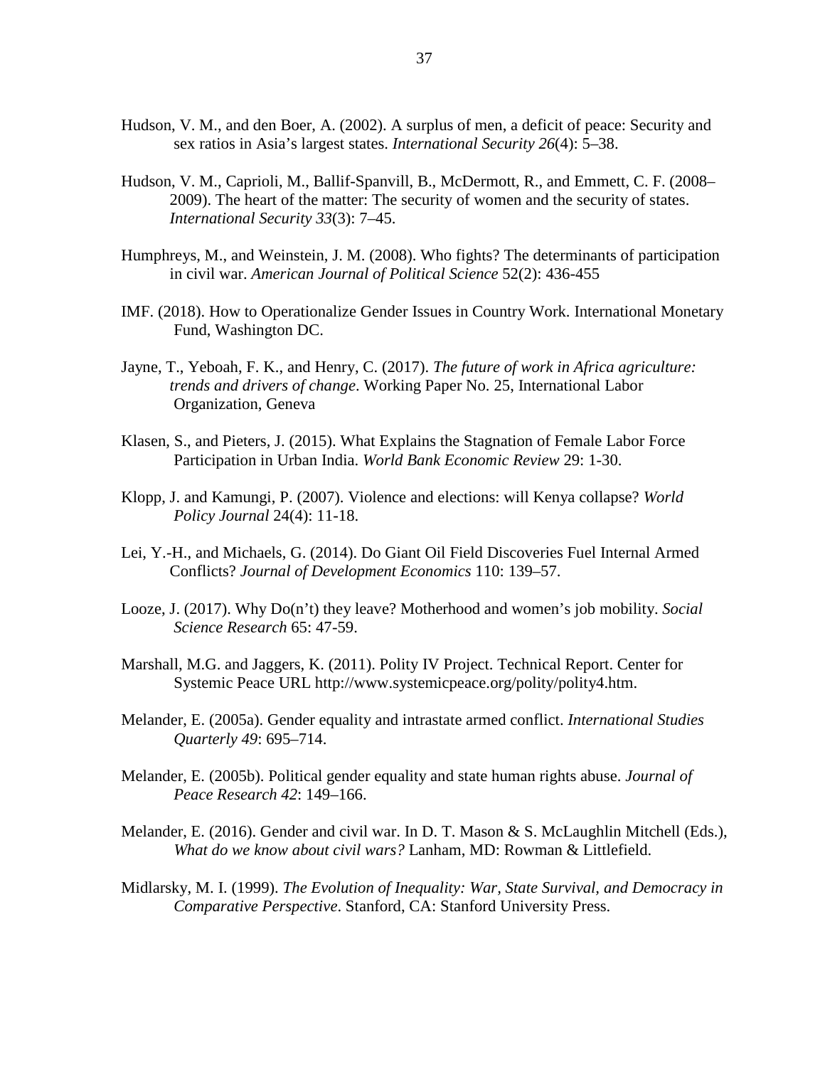Hudson, V. M., and den Boer, A. (2002). A surplus of men, a deficit of peace: Security and sex ratios in Asia's largest states. *International Security 26*(4): 5–38.

Hudson, V. M., Caprioli, M., Ballif-Spanvill, B., McDermott, R., and Emmett, C. F. (2008–2009). The heart of the matter: The security of women and the security of states. *International Security 33*(3): 7–45.

Humphreys, M., and Weinstein, J. M. (2008). Who fights? The determinants of participation in civil war. *American Journal of Political Science* 52(2): 436-455

IMF. (2018). How to Operationalize Gender Issues in Country Work. International Monetary Fund, Washington DC.

Jayne, T., Yeboah, F. K., and Henry, C. (2017). *The future of work in Africa agriculture: trends and drivers of change*. Working Paper No. 25, International Labor Organization, Geneva

Klasen, S., and Pieters, J. (2015). What Explains the Stagnation of Female Labor Force Participation in Urban India. *World Bank Economic Review* 29: 1-30.

Klopp, J. and Kamungi, P. (2007). Violence and elections: will Kenya collapse? *World Policy Journal* 24(4): 11-18.

Lei, Y.-H., and Michaels, G. (2014). Do Giant Oil Field Discoveries Fuel Internal Armed Conflicts? *Journal of Development Economics* 110: 139–57.

Looze, J. (2017). Why Do(n't) they leave? Motherhood and women's job mobility. *Social Science Research* 65: 47-59.

Marshall, M.G. and Jaggers, K. (2011). Polity IV Project. Technical Report. Center for Systemic Peace URL http://www.systemicpeace.org/polity/polity4.htm.

Melander, E. (2005a). Gender equality and intrastate armed conflict. *International Studies Quarterly 49*: 695–714.

Melander, E. (2005b). Political gender equality and state human rights abuse. *Journal of Peace Research 42*: 149–166.

Melander, E. (2016). Gender and civil war. In D. T. Mason & S. McLaughlin Mitchell (Eds.), *What do we know about civil wars?* Lanham, MD: Rowman & Littlefield.

Midlarsky, M. I. (1999). *The Evolution of Inequality: War, State Survival, and Democracy in Comparative Perspective*. Stanford, CA: Stanford University Press.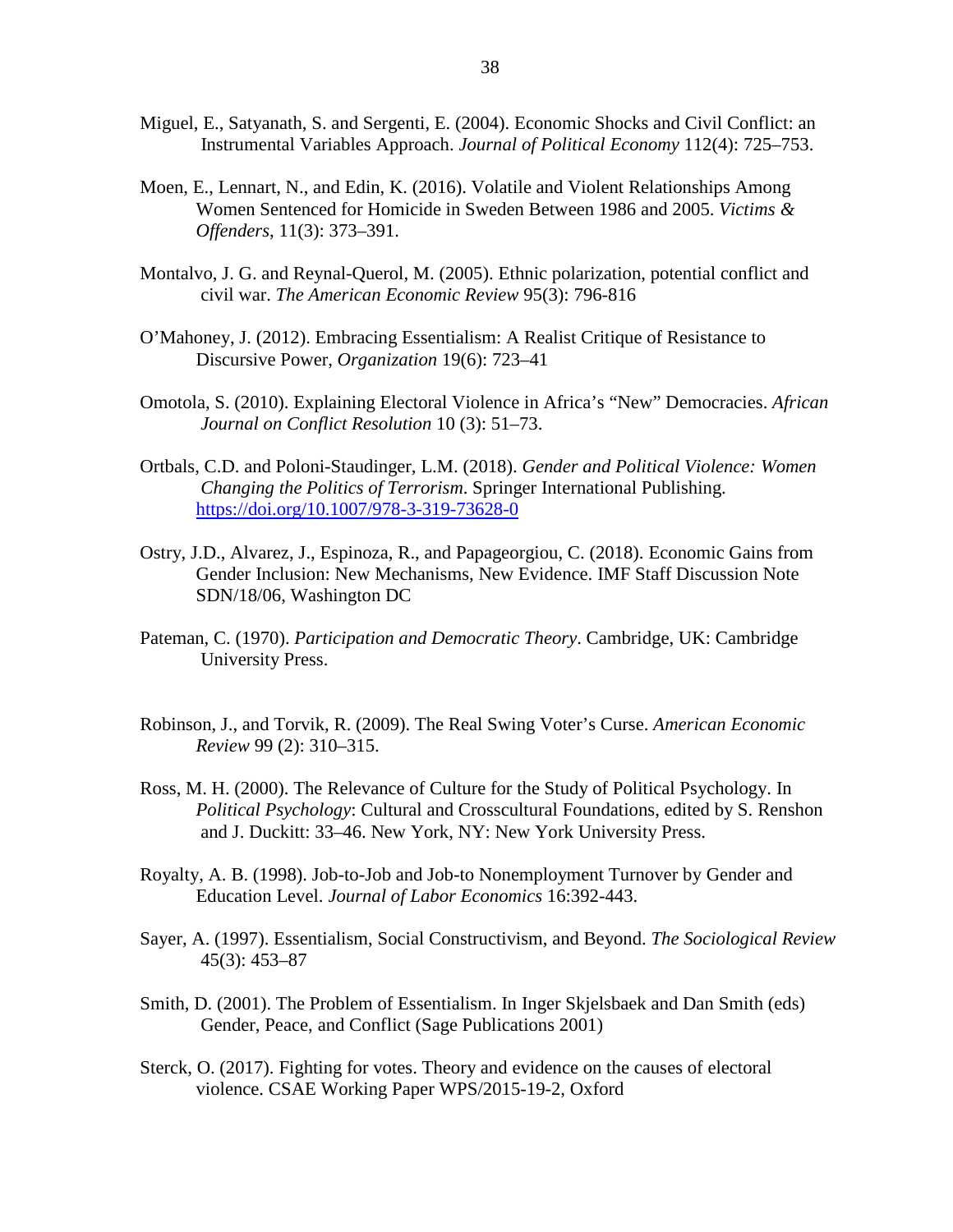Miguel, E., Satyanath, S. and Sergenti, E. (2004). Economic Shocks and Civil Conflict: an Instrumental Variables Approach. *Journal of Political Economy* 112(4): 725–753.

Moen, E., Lennart, N., and Edin, K. (2016). Volatile and Violent Relationships Among Women Sentenced for Homicide in Sweden Between 1986 and 2005. *Victims & Offenders*, 11(3): 373–391.

Montalvo, J. G. and Reynal-Querol, M. (2005). Ethnic polarization, potential conflict and civil war. *The American Economic Review* 95(3): 796-816

O'Mahoney, J. (2012). Embracing Essentialism: A Realist Critique of Resistance to Discursive Power, *Organization* 19(6): 723–41

Omotola, S. (2010). Explaining Electoral Violence in Africa's "New" Democracies. *African Journal on Conflict Resolution* 10 (3): 51–73.

Ortbals, C.D. and Poloni-Staudinger, L.M. (2018). *Gender and Political Violence: Women Changing the Politics of Terrorism*. Springer International Publishing. https://doi.org/10.1007/978-3-319-73628-0

Ostry, J.D., Alvarez, J., Espinoza, R., and Papageorgiou, C. (2018). Economic Gains from Gender Inclusion: New Mechanisms, New Evidence. IMF Staff Discussion Note SDN/18/06, Washington DC

Pateman, C. (1970). *Participation and Democratic Theory*. Cambridge, UK: Cambridge University Press.

Robinson, J., and Torvik, R. (2009). The Real Swing Voter's Curse. *American Economic Review* 99 (2): 310–315.

Ross, M. H. (2000). The Relevance of Culture for the Study of Political Psychology. In *Political Psychology*: Cultural and Crosscultural Foundations, edited by S. Renshon and J. Duckitt: 33–46. New York, NY: New York University Press.

Royalty, A. B. (1998). Job-to-Job and Job-to Nonemployment Turnover by Gender and Education Level. *Journal of Labor Economics* 16:392-443.

Sayer, A. (1997). Essentialism, Social Constructivism, and Beyond. *The Sociological Review* 45(3): 453–87

Smith, D. (2001). The Problem of Essentialism. In Inger Skjelsbaek and Dan Smith (eds) Gender, Peace, and Conflict (Sage Publications 2001)

Sterck, O. (2017). Fighting for votes. Theory and evidence on the causes of electoral violence. CSAE Working Paper WPS/2015-19-2, Oxford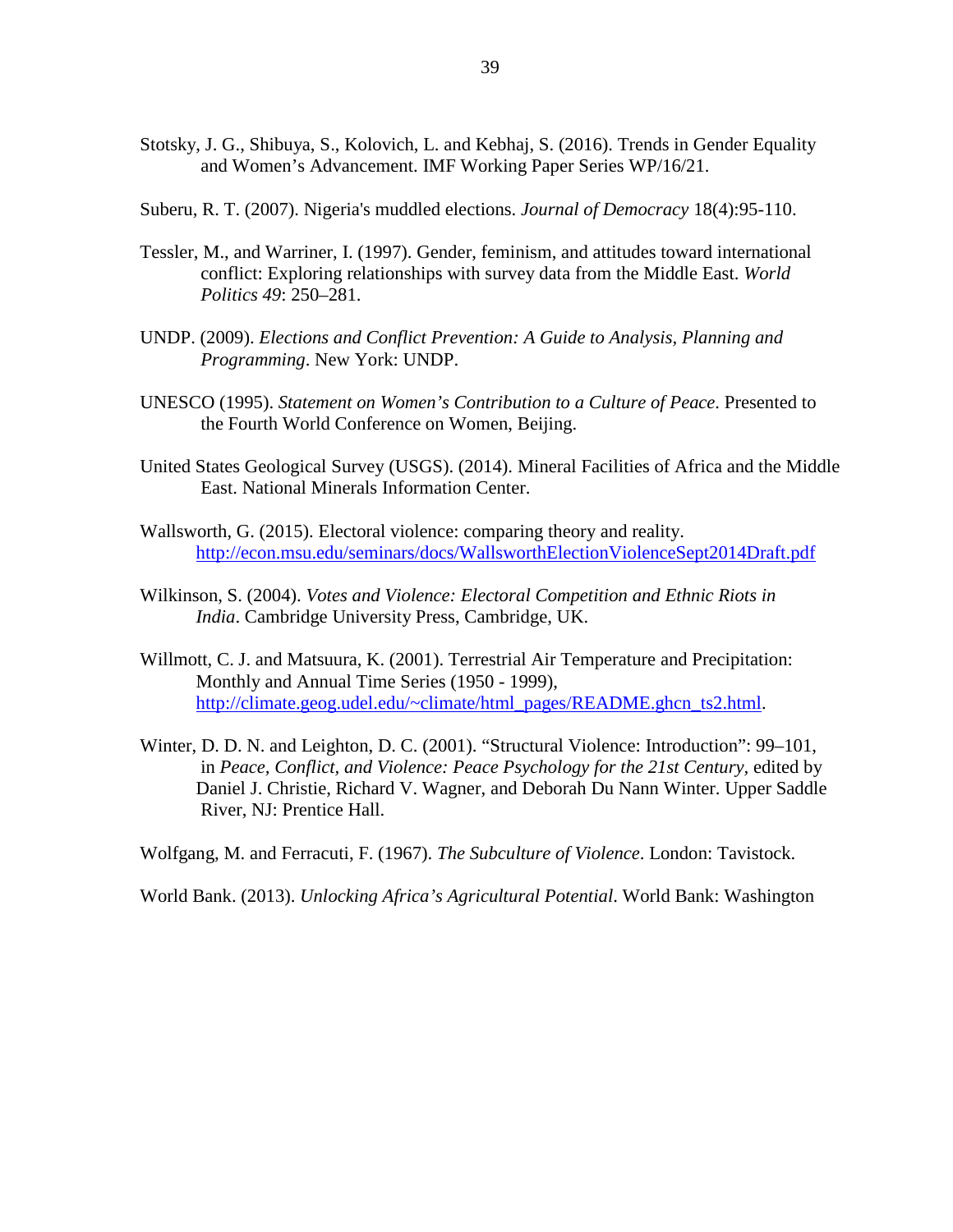Stotsky, J. G., Shibuya, S., Kolovich, L. and Kebhaj, S. (2016). Trends in Gender Equality and Women's Advancement. IMF Working Paper Series WP/16/21.

Suberu, R. T. (2007). Nigeria's muddled elections. *Journal of Democracy* 18(4):95-110.

Tessler, M., and Warriner, I. (1997). Gender, feminism, and attitudes toward international conflict: Exploring relationships with survey data from the Middle East. *World Politics 49*: 250–281.

UNDP. (2009). *Elections and Conflict Prevention: A Guide to Analysis, Planning and Programming*. New York: UNDP.

UNESCO (1995). *Statement on Women's Contribution to a Culture of Peace*. Presented to the Fourth World Conference on Women, Beijing.

United States Geological Survey (USGS). (2014). Mineral Facilities of Africa and the Middle East. National Minerals Information Center.

Wallsworth, G. (2015). Electoral violence: comparing theory and reality. http://econ.msu.edu/seminars/docs/WallsworthElectionViolenceSept2014Draft.pdf

Wilkinson, S. (2004). *Votes and Violence: Electoral Competition and Ethnic Riots in India*. Cambridge University Press, Cambridge, UK.

Willmott, C. J. and Matsuura, K. (2001). Terrestrial Air Temperature and Precipitation: Monthly and Annual Time Series (1950 - 1999), http://climate.geog.udel.edu/~climate/html_pages/README.ghcn_ts2.html.

Winter, D. D. N. and Leighton, D. C. (2001). "Structural Violence: Introduction": 99–101, in *Peace, Conflict, and Violence: Peace Psychology for the 21st Century*, edited by Daniel J. Christie, Richard V. Wagner, and Deborah Du Nann Winter. Upper Saddle River, NJ: Prentice Hall.

Wolfgang, M. and Ferracuti, F. (1967). *The Subculture of Violence*. London: Tavistock.

World Bank. (2013). *Unlocking Africa's Agricultural Potential*. World Bank: Washington